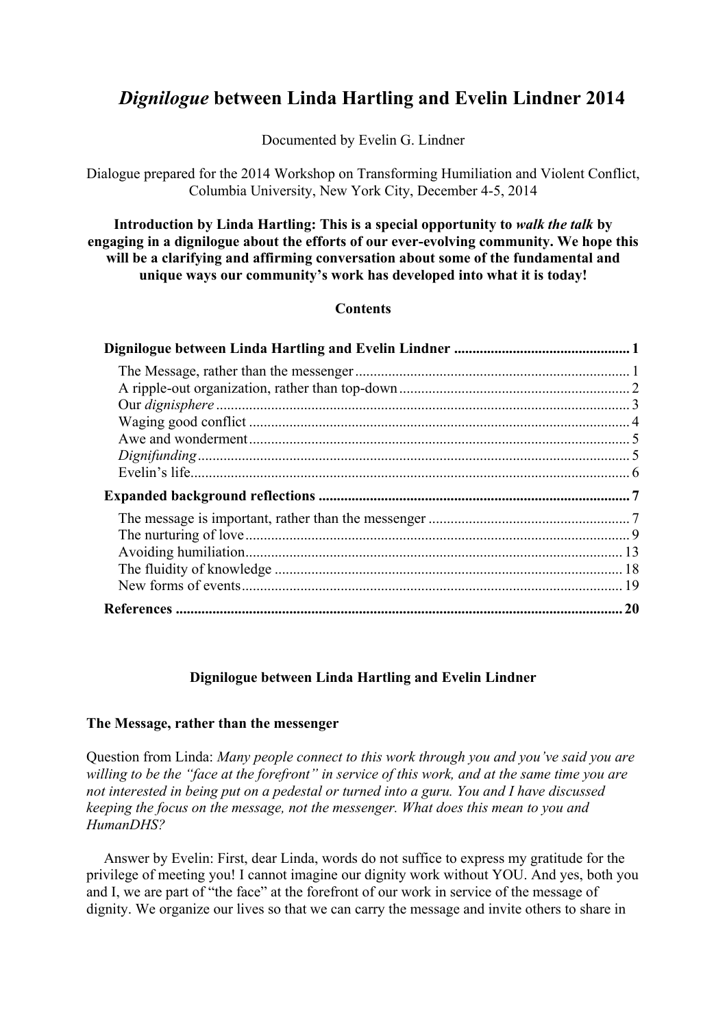# *Dignilogue* between Linda Hartling and Evelin Lindner 2014

Documented by Evelin G. Lindner

Dialogue prepared for the 2014 Workshop on Transforming Humiliation and Violent Conflict, Columbia University, New York City, December 4-5, 2014

**Introduction by Linda Hartling: This is a special opportunity to *walk the talk* by engaging in a dignilogue about the efforts of our ever-evolving community. We hope this will be a clarifying and affirming conversation about some of the fundamental and unique ways our community's work has developed into what it is today!**

**Contents**

**Dignilogue between Linda Hartling and Evelin Lindner** .......... 1
- The Message, rather than the messenger .......... 1
- A ripple-out organization, rather than top-down .......... 2
- Our *dignisphere* .......... 3
- Waging good conflict .......... 4
- Awe and wonderment .......... 5
- *Dignifunding* .......... 5
- Evelin's life .......... 6

**Expanded background reflections** .......... 7
- The message is important, rather than the messenger .......... 7
- The nurturing of love .......... 9
- Avoiding humiliation .......... 13
- The fluidity of knowledge .......... 18
- New forms of events .......... 19

**References** .......... 20

## Dignilogue between Linda Hartling and Evelin Lindner

### The Message, rather than the messenger

Question from Linda: *Many people connect to this work through you and you've said you are willing to be the "face at the forefront" in service of this work, and at the same time you are not interested in being put on a pedestal or turned into a guru. You and I have discussed keeping the focus on the message, not the messenger. What does this mean to you and HumanDHS?*

Answer by Evelin: First, dear Linda, words do not suffice to express my gratitude for the privilege of meeting you! I cannot imagine our dignity work without YOU. And yes, both you and I, we are part of "the face" at the forefront of our work in service of the message of dignity. We organize our lives so that we can carry the message and invite others to share in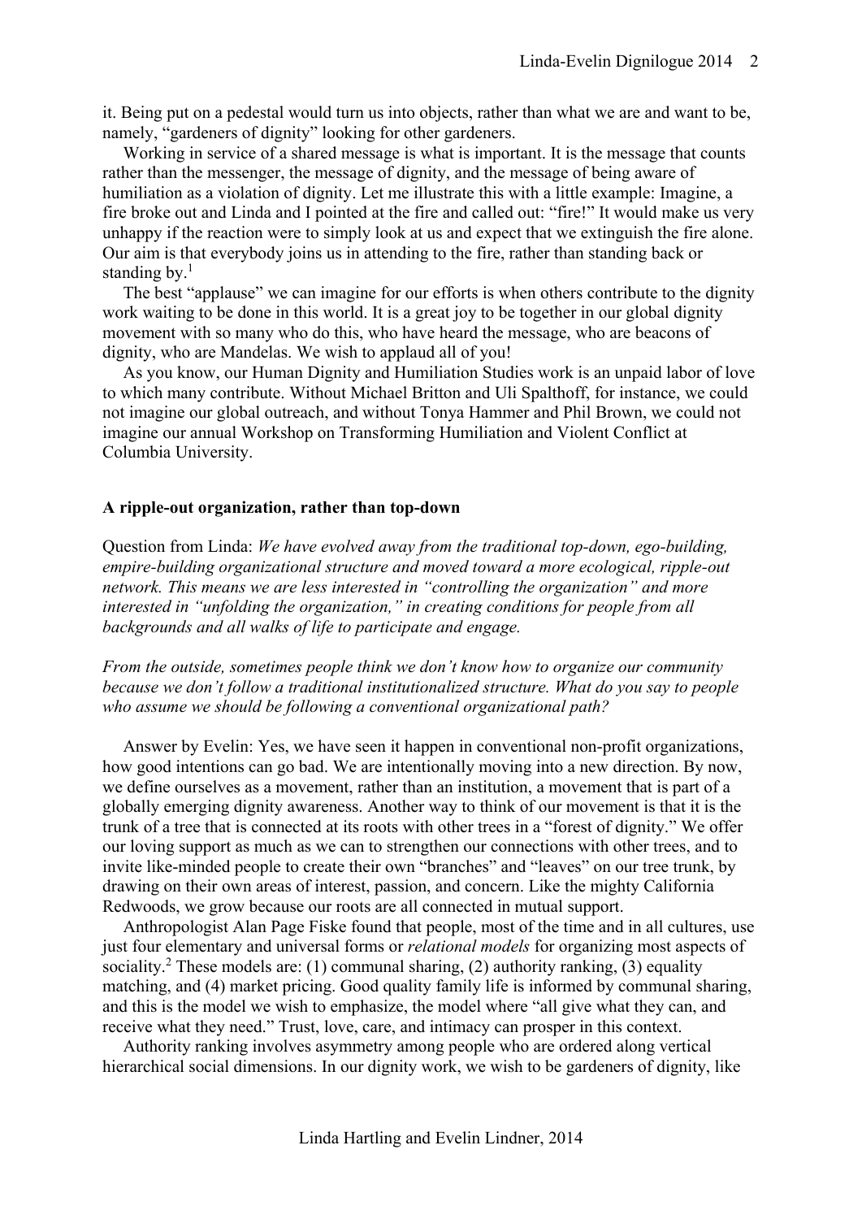it. Being put on a pedestal would turn us into objects, rather than what we are and want to be, namely, "gardeners of dignity" looking for other gardeners.

Working in service of a shared message is what is important. It is the message that counts rather than the messenger, the message of dignity, and the message of being aware of humiliation as a violation of dignity. Let me illustrate this with a little example: Imagine, a fire broke out and Linda and I pointed at the fire and called out: "fire!" It would make us very unhappy if the reaction were to simply look at us and expect that we extinguish the fire alone. Our aim is that everybody joins us in attending to the fire, rather than standing back or standing by.[1]

The best "applause" we can imagine for our efforts is when others contribute to the dignity work waiting to be done in this world. It is a great joy to be together in our global dignity movement with so many who do this, who have heard the message, who are beacons of dignity, who are Mandelas. We wish to applaud all of you!

As you know, our Human Dignity and Humiliation Studies work is an unpaid labor of love to which many contribute. Without Michael Britton and Uli Spalthoff, for instance, we could not imagine our global outreach, and without Tonya Hammer and Phil Brown, we could not imagine our annual Workshop on Transforming Humiliation and Violent Conflict at Columbia University.

**A ripple-out organization, rather than top-down**

Question from Linda: *We have evolved away from the traditional top-down, ego-building, empire-building organizational structure and moved toward a more ecological, ripple-out network. This means we are less interested in "controlling the organization" and more interested in "unfolding the organization," in creating conditions for people from all backgrounds and all walks of life to participate and engage.*

*From the outside, sometimes people think we don't know how to organize our community because we don't follow a traditional institutionalized structure. What do you say to people who assume we should be following a conventional organizational path?*

Answer by Evelin: Yes, we have seen it happen in conventional non-profit organizations, how good intentions can go bad. We are intentionally moving into a new direction. By now, we define ourselves as a movement, rather than an institution, a movement that is part of a globally emerging dignity awareness. Another way to think of our movement is that it is the trunk of a tree that is connected at its roots with other trees in a "forest of dignity." We offer our loving support as much as we can to strengthen our connections with other trees, and to invite like-minded people to create their own "branches" and "leaves" on our tree trunk, by drawing on their own areas of interest, passion, and concern. Like the mighty California Redwoods, we grow because our roots are all connected in mutual support.

Anthropologist Alan Page Fiske found that people, most of the time and in all cultures, use just four elementary and universal forms or *relational models* for organizing most aspects of sociality.[2] These models are: (1) communal sharing, (2) authority ranking, (3) equality matching, and (4) market pricing. Good quality family life is informed by communal sharing, and this is the model we wish to emphasize, the model where "all give what they can, and receive what they need." Trust, love, care, and intimacy can prosper in this context.

Authority ranking involves asymmetry among people who are ordered along vertical hierarchical social dimensions. In our dignity work, we wish to be gardeners of dignity, like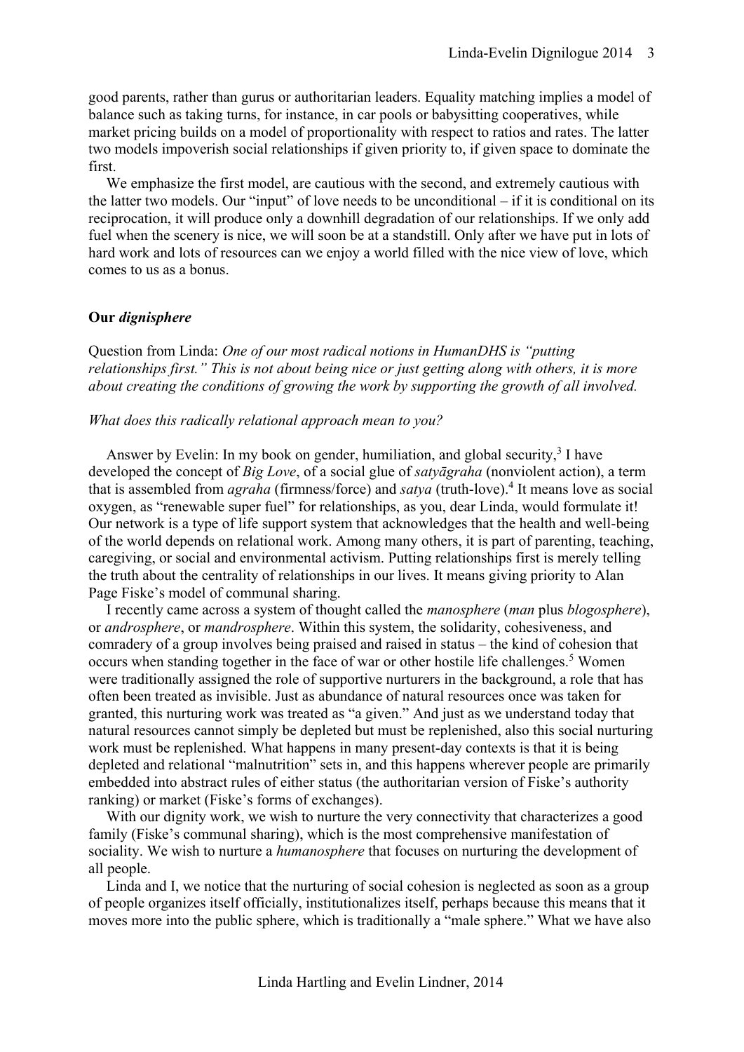good parents, rather than gurus or authoritarian leaders. Equality matching implies a model of balance such as taking turns, for instance, in car pools or babysitting cooperatives, while market pricing builds on a model of proportionality with respect to ratios and rates. The latter two models impoverish social relationships if given priority to, if given space to dominate the first.

We emphasize the first model, are cautious with the second, and extremely cautious with the latter two models. Our "input" of love needs to be unconditional – if it is conditional on its reciprocation, it will produce only a downhill degradation of our relationships. If we only add fuel when the scenery is nice, we will soon be at a standstill. Only after we have put in lots of hard work and lots of resources can we enjoy a world filled with the nice view of love, which comes to us as a bonus.

### Our *dignisphere*

Question from Linda: *One of our most radical notions in HumanDHS is "putting relationships first." This is not about being nice or just getting along with others, it is more about creating the conditions of growing the work by supporting the growth of all involved.*

*What does this radically relational approach mean to you?*

Answer by Evelin: In my book on gender, humiliation, and global security,[3] I have developed the concept of *Big Love*, of a social glue of *satyāgraha* (nonviolent action), a term that is assembled from *agraha* (firmness/force) and *satya* (truth-love).[4] It means love as social oxygen, as "renewable super fuel" for relationships, as you, dear Linda, would formulate it! Our network is a type of life support system that acknowledges that the health and well-being of the world depends on relational work. Among many others, it is part of parenting, teaching, caregiving, or social and environmental activism. Putting relationships first is merely telling the truth about the centrality of relationships in our lives. It means giving priority to Alan Page Fiske's model of communal sharing.

I recently came across a system of thought called the *manosphere* (*man* plus *blogosphere*), or *androsphere*, or *mandrosphere*. Within this system, the solidarity, cohesiveness, and comradery of a group involves being praised and raised in status – the kind of cohesion that occurs when standing together in the face of war or other hostile life challenges.[5] Women were traditionally assigned the role of supportive nurturers in the background, a role that has often been treated as invisible. Just as abundance of natural resources once was taken for granted, this nurturing work was treated as "a given." And just as we understand today that natural resources cannot simply be depleted but must be replenished, also this social nurturing work must be replenished. What happens in many present-day contexts is that it is being depleted and relational "malnutrition" sets in, and this happens wherever people are primarily embedded into abstract rules of either status (the authoritarian version of Fiske's authority ranking) or market (Fiske's forms of exchanges).

With our dignity work, we wish to nurture the very connectivity that characterizes a good family (Fiske's communal sharing), which is the most comprehensive manifestation of sociality. We wish to nurture a *humanosphere* that focuses on nurturing the development of all people.

Linda and I, we notice that the nurturing of social cohesion is neglected as soon as a group of people organizes itself officially, institutionalizes itself, perhaps because this means that it moves more into the public sphere, which is traditionally a "male sphere." What we have also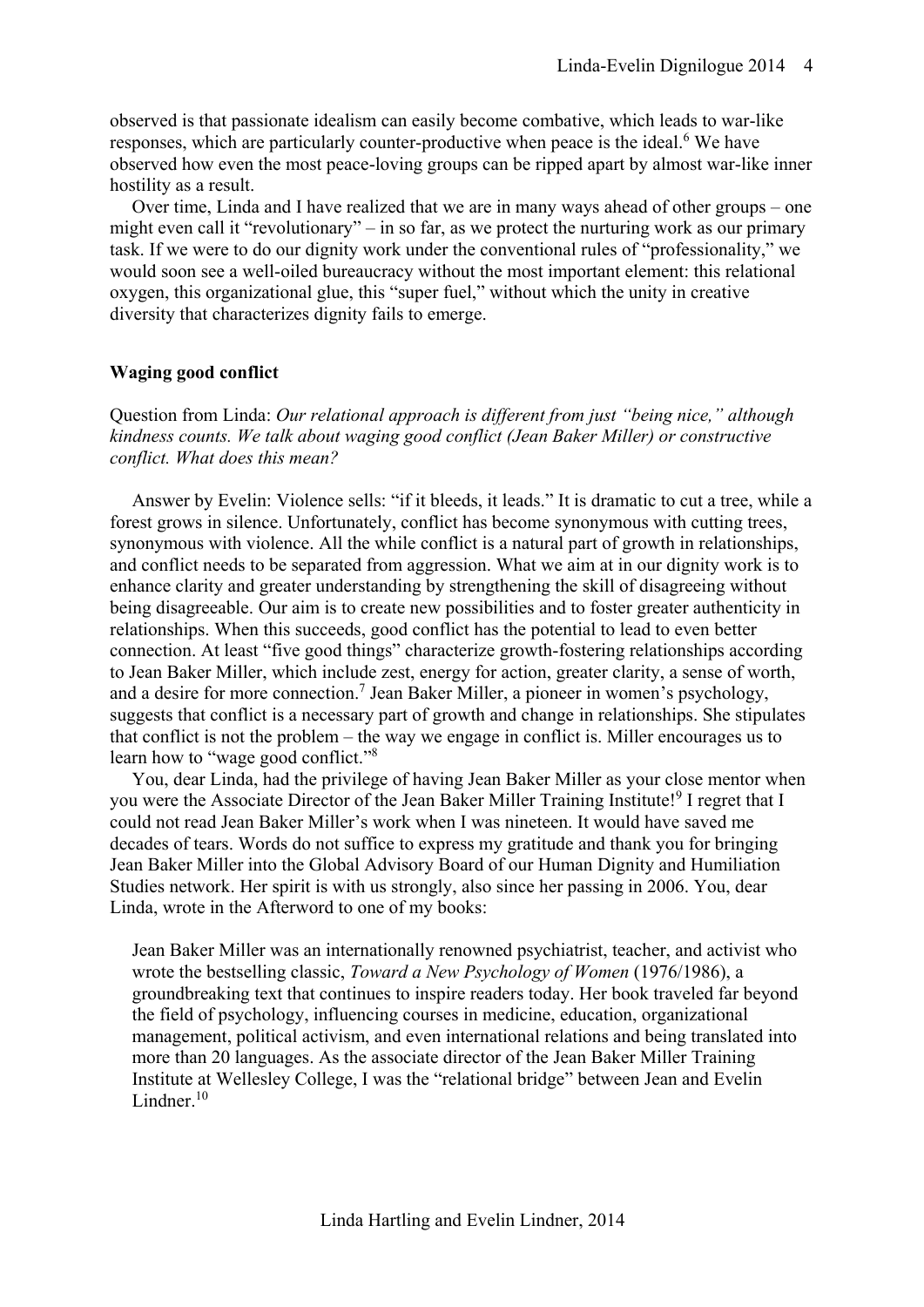observed is that passionate idealism can easily become combative, which leads to war-like responses, which are particularly counter-productive when peace is the ideal.[6] We have observed how even the most peace-loving groups can be ripped apart by almost war-like inner hostility as a result.

Over time, Linda and I have realized that we are in many ways ahead of other groups – one might even call it "revolutionary" – in so far, as we protect the nurturing work as our primary task. If we were to do our dignity work under the conventional rules of "professionality," we would soon see a well-oiled bureaucracy without the most important element: this relational oxygen, this organizational glue, this "super fuel," without which the unity in creative diversity that characterizes dignity fails to emerge.

**Waging good conflict**

Question from Linda: *Our relational approach is different from just "being nice," although kindness counts. We talk about waging good conflict (Jean Baker Miller) or constructive conflict. What does this mean?*

Answer by Evelin: Violence sells: "if it bleeds, it leads." It is dramatic to cut a tree, while a forest grows in silence. Unfortunately, conflict has become synonymous with cutting trees, synonymous with violence. All the while conflict is a natural part of growth in relationships, and conflict needs to be separated from aggression. What we aim at in our dignity work is to enhance clarity and greater understanding by strengthening the skill of disagreeing without being disagreeable. Our aim is to create new possibilities and to foster greater authenticity in relationships. When this succeeds, good conflict has the potential to lead to even better connection. At least "five good things" characterize growth-fostering relationships according to Jean Baker Miller, which include zest, energy for action, greater clarity, a sense of worth, and a desire for more connection.[7] Jean Baker Miller, a pioneer in women's psychology, suggests that conflict is a necessary part of growth and change in relationships. She stipulates that conflict is not the problem – the way we engage in conflict is. Miller encourages us to learn how to "wage good conflict."[8]

You, dear Linda, had the privilege of having Jean Baker Miller as your close mentor when you were the Associate Director of the Jean Baker Miller Training Institute![9] I regret that I could not read Jean Baker Miller's work when I was nineteen. It would have saved me decades of tears. Words do not suffice to express my gratitude and thank you for bringing Jean Baker Miller into the Global Advisory Board of our Human Dignity and Humiliation Studies network. Her spirit is with us strongly, also since her passing in 2006. You, dear Linda, wrote in the Afterword to one of my books:

> Jean Baker Miller was an internationally renowned psychiatrist, teacher, and activist who wrote the bestselling classic, *Toward a New Psychology of Women* (1976/1986), a groundbreaking text that continues to inspire readers today. Her book traveled far beyond the field of psychology, influencing courses in medicine, education, organizational management, political activism, and even international relations and being translated into more than 20 languages. As the associate director of the Jean Baker Miller Training Institute at Wellesley College, I was the "relational bridge" between Jean and Evelin Lindner.[10]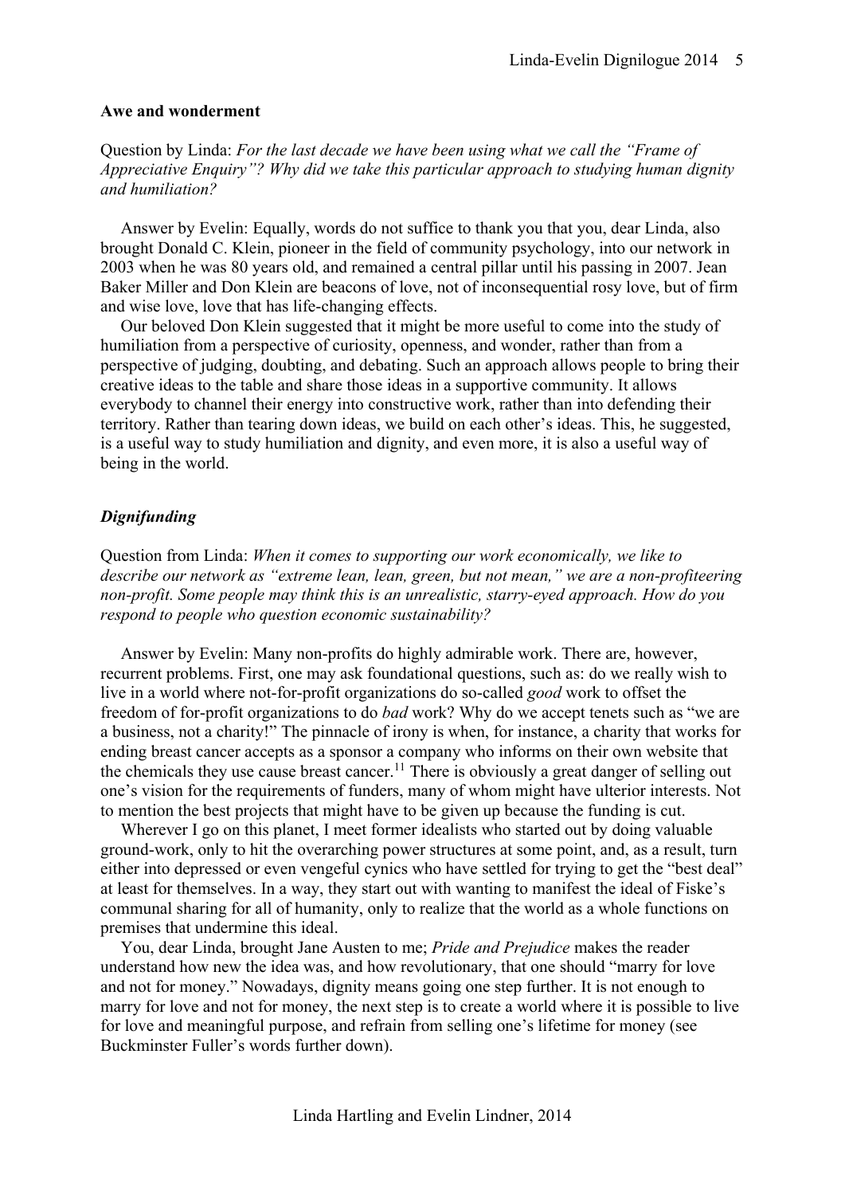**Awe and wonderment**

Question by Linda: *For the last decade we have been using what we call the "Frame of Appreciative Enquiry"? Why did we take this particular approach to studying human dignity and humiliation?*

Answer by Evelin: Equally, words do not suffice to thank you that you, dear Linda, also brought Donald C. Klein, pioneer in the field of community psychology, into our network in 2003 when he was 80 years old, and remained a central pillar until his passing in 2007. Jean Baker Miller and Don Klein are beacons of love, not of inconsequential rosy love, but of firm and wise love, love that has life-changing effects.

Our beloved Don Klein suggested that it might be more useful to come into the study of humiliation from a perspective of curiosity, openness, and wonder, rather than from a perspective of judging, doubting, and debating. Such an approach allows people to bring their creative ideas to the table and share those ideas in a supportive community. It allows everybody to channel their energy into constructive work, rather than into defending their territory. Rather than tearing down ideas, we build on each other's ideas. This, he suggested, is a useful way to study humiliation and dignity, and even more, it is also a useful way of being in the world.

***Dignifunding***

Question from Linda: *When it comes to supporting our work economically, we like to describe our network as "extreme lean, lean, green, but not mean," we are a non-profiteering non-profit. Some people may think this is an unrealistic, starry-eyed approach. How do you respond to people who question economic sustainability?*

Answer by Evelin: Many non-profits do highly admirable work. There are, however, recurrent problems. First, one may ask foundational questions, such as: do we really wish to live in a world where not-for-profit organizations do so-called *good* work to offset the freedom of for-profit organizations to do *bad* work? Why do we accept tenets such as "we are a business, not a charity!" The pinnacle of irony is when, for instance, a charity that works for ending breast cancer accepts as a sponsor a company who informs on their own website that the chemicals they use cause breast cancer.[11] There is obviously a great danger of selling out one's vision for the requirements of funders, many of whom might have ulterior interests. Not to mention the best projects that might have to be given up because the funding is cut.

Wherever I go on this planet, I meet former idealists who started out by doing valuable ground-work, only to hit the overarching power structures at some point, and, as a result, turn either into depressed or even vengeful cynics who have settled for trying to get the "best deal" at least for themselves. In a way, they start out with wanting to manifest the ideal of Fiske's communal sharing for all of humanity, only to realize that the world as a whole functions on premises that undermine this ideal.

You, dear Linda, brought Jane Austen to me; *Pride and Prejudice* makes the reader understand how new the idea was, and how revolutionary, that one should "marry for love and not for money." Nowadays, dignity means going one step further. It is not enough to marry for love and not for money, the next step is to create a world where it is possible to live for love and meaningful purpose, and refrain from selling one's lifetime for money (see Buckminster Fuller's words further down).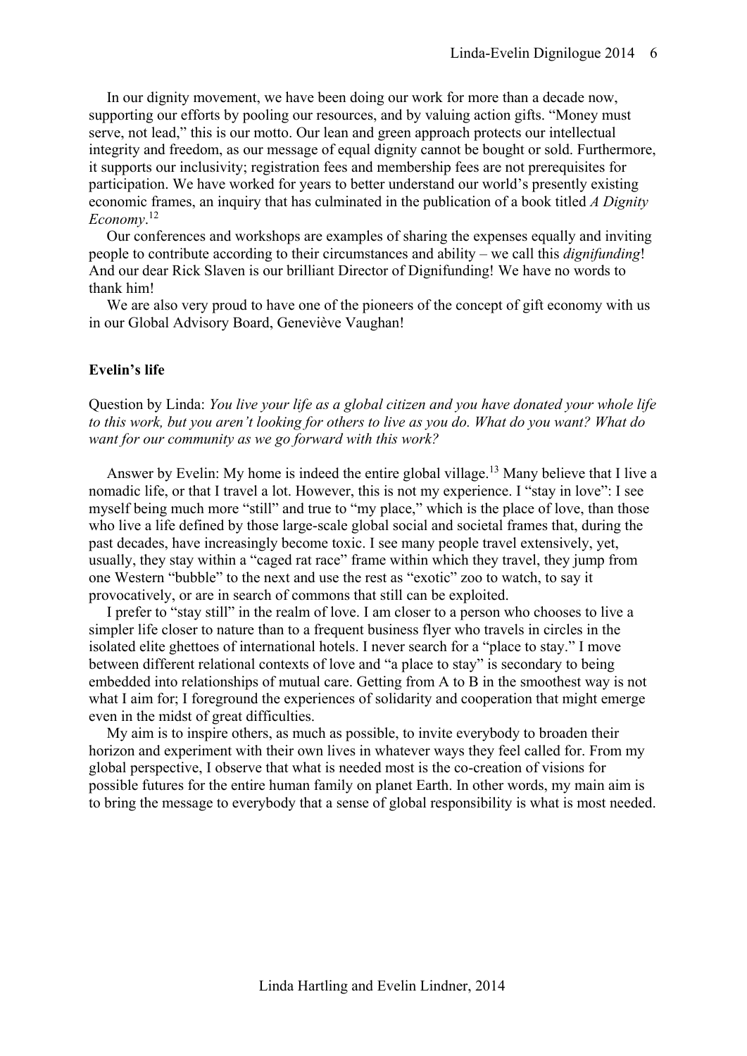In our dignity movement, we have been doing our work for more than a decade now, supporting our efforts by pooling our resources, and by valuing action gifts. “Money must serve, not lead,” this is our motto. Our lean and green approach protects our intellectual integrity and freedom, as our message of equal dignity cannot be bought or sold. Furthermore, it supports our inclusivity; registration fees and membership fees are not prerequisites for participation. We have worked for years to better understand our world’s presently existing economic frames, an inquiry that has culminated in the publication of a book titled *A Dignity Economy*.[12]

Our conferences and workshops are examples of sharing the expenses equally and inviting people to contribute according to their circumstances and ability – we call this *dignifunding*! And our dear Rick Slaven is our brilliant Director of Dignifunding! We have no words to thank him!

We are also very proud to have one of the pioneers of the concept of gift economy with us in our Global Advisory Board, Geneviève Vaughan!

**Evelin’s life**

Question by Linda: *You live your life as a global citizen and you have donated your whole life to this work, but you aren’t looking for others to live as you do. What do you want? What do want for our community as we go forward with this work?*

Answer by Evelin: My home is indeed the entire global village.[13] Many believe that I live a nomadic life, or that I travel a lot. However, this is not my experience. I “stay in love”: I see myself being much more “still” and true to “my place,” which is the place of love, than those who live a life defined by those large-scale global social and societal frames that, during the past decades, have increasingly become toxic. I see many people travel extensively, yet, usually, they stay within a “caged rat race” frame within which they travel, they jump from one Western “bubble” to the next and use the rest as “exotic” zoo to watch, to say it provocatively, or are in search of commons that still can be exploited.

I prefer to “stay still” in the realm of love. I am closer to a person who chooses to live a simpler life closer to nature than to a frequent business flyer who travels in circles in the isolated elite ghettoes of international hotels. I never search for a “place to stay.” I move between different relational contexts of love and “a place to stay” is secondary to being embedded into relationships of mutual care. Getting from A to B in the smoothest way is not what I aim for; I foreground the experiences of solidarity and cooperation that might emerge even in the midst of great difficulties.

My aim is to inspire others, as much as possible, to invite everybody to broaden their horizon and experiment with their own lives in whatever ways they feel called for. From my global perspective, I observe that what is needed most is the co-creation of visions for possible futures for the entire human family on planet Earth. In other words, my main aim is to bring the message to everybody that a sense of global responsibility is what is most needed.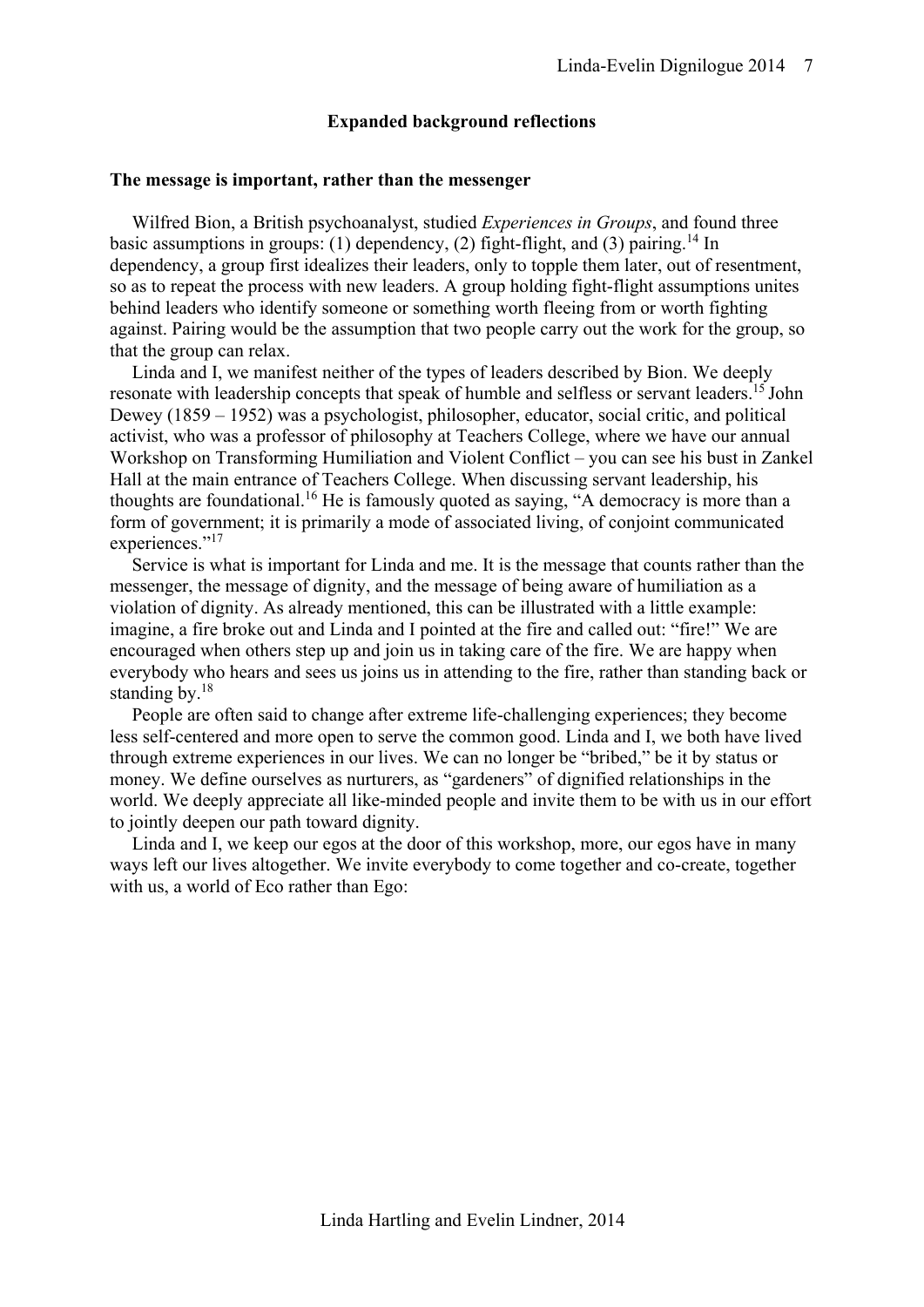## Expanded background reflections

### The message is important, rather than the messenger

Wilfred Bion, a British psychoanalyst, studied *Experiences in Groups*, and found three basic assumptions in groups: (1) dependency, (2) fight-flight, and (3) pairing.[14] In dependency, a group first idealizes their leaders, only to topple them later, out of resentment, so as to repeat the process with new leaders. A group holding fight-flight assumptions unites behind leaders who identify someone or something worth fleeing from or worth fighting against. Pairing would be the assumption that two people carry out the work for the group, so that the group can relax.

Linda and I, we manifest neither of the types of leaders described by Bion. We deeply resonate with leadership concepts that speak of humble and selfless or servant leaders.[15] John Dewey (1859 – 1952) was a psychologist, philosopher, educator, social critic, and political activist, who was a professor of philosophy at Teachers College, where we have our annual Workshop on Transforming Humiliation and Violent Conflict – you can see his bust in Zankel Hall at the main entrance of Teachers College. When discussing servant leadership, his thoughts are foundational.[16] He is famously quoted as saying, "A democracy is more than a form of government; it is primarily a mode of associated living, of conjoint communicated experiences."[17]

Service is what is important for Linda and me. It is the message that counts rather than the messenger, the message of dignity, and the message of being aware of humiliation as a violation of dignity. As already mentioned, this can be illustrated with a little example: imagine, a fire broke out and Linda and I pointed at the fire and called out: "fire!" We are encouraged when others step up and join us in taking care of the fire. We are happy when everybody who hears and sees us joins us in attending to the fire, rather than standing back or standing by.[18]

People are often said to change after extreme life-challenging experiences; they become less self-centered and more open to serve the common good. Linda and I, we both have lived through extreme experiences in our lives. We can no longer be "bribed," be it by status or money. We define ourselves as nurturers, as "gardeners" of dignified relationships in the world. We deeply appreciate all like-minded people and invite them to be with us in our effort to jointly deepen our path toward dignity.

Linda and I, we keep our egos at the door of this workshop, more, our egos have in many ways left our lives altogether. We invite everybody to come together and co-create, together with us, a world of Eco rather than Ego: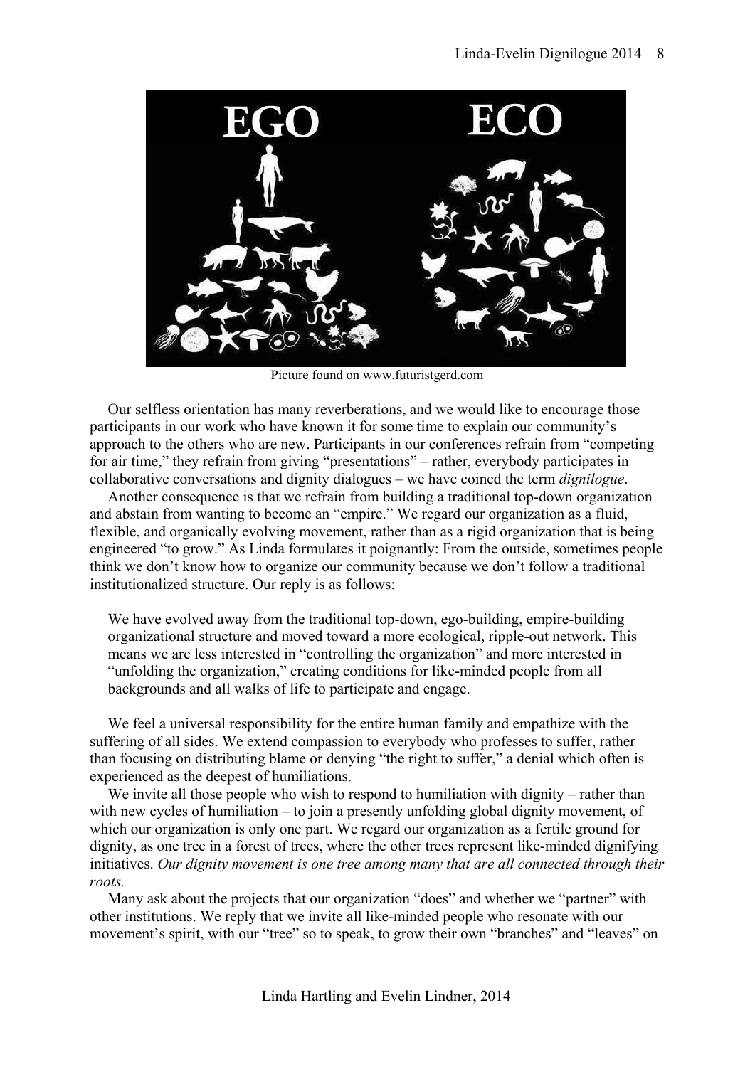Picture found on www.futuristgerd.com

Our selfless orientation has many reverberations, and we would like to encourage those participants in our work who have known it for some time to explain our community's approach to the others who are new. Participants in our conferences refrain from "competing for air time," they refrain from giving "presentations" – rather, everybody participates in collaborative conversations and dignity dialogues – we have coined the term *dignilogue*.

Another consequence is that we refrain from building a traditional top-down organization and abstain from wanting to become an "empire." We regard our organization as a fluid, flexible, and organically evolving movement, rather than as a rigid organization that is being engineered "to grow." As Linda formulates it poignantly: From the outside, sometimes people think we don't know how to organize our community because we don't follow a traditional institutionalized structure. Our reply is as follows:

> We have evolved away from the traditional top-down, ego-building, empire-building organizational structure and moved toward a more ecological, ripple-out network. This means we are less interested in "controlling the organization" and more interested in "unfolding the organization," creating conditions for like-minded people from all backgrounds and all walks of life to participate and engage.

We feel a universal responsibility for the entire human family and empathize with the suffering of all sides. We extend compassion to everybody who professes to suffer, rather than focusing on distributing blame or denying "the right to suffer," a denial which often is experienced as the deepest of humiliations.

We invite all those people who wish to respond to humiliation with dignity – rather than with new cycles of humiliation – to join a presently unfolding global dignity movement, of which our organization is only one part. We regard our organization as a fertile ground for dignity, as one tree in a forest of trees, where the other trees represent like-minded dignifying initiatives. *Our dignity movement is one tree among many that are all connected through their roots.*

Many ask about the projects that our organization "does" and whether we "partner" with other institutions. We reply that we invite all like-minded people who resonate with our movement's spirit, with our "tree" so to speak, to grow their own "branches" and "leaves" on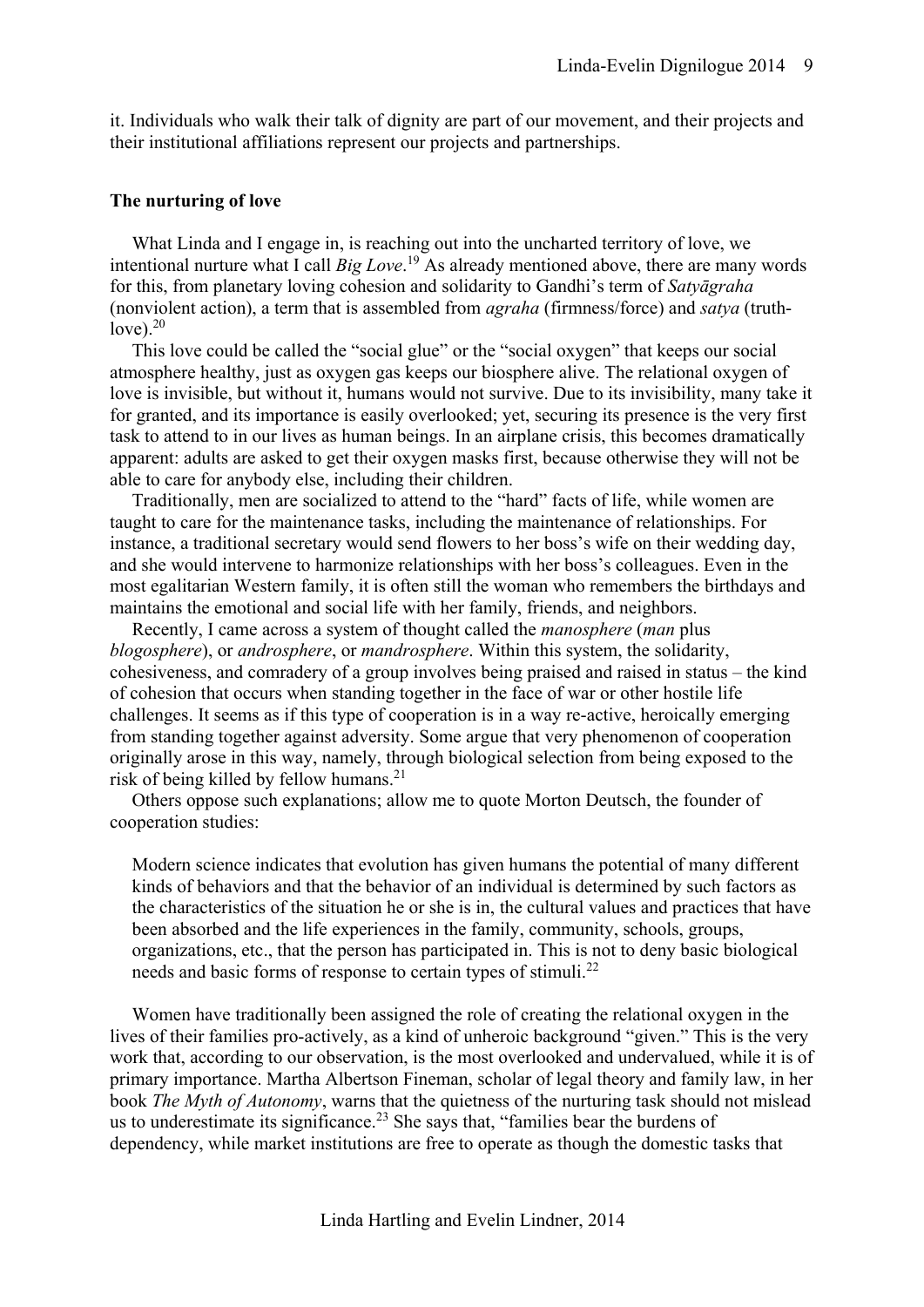it. Individuals who walk their talk of dignity are part of our movement, and their projects and their institutional affiliations represent our projects and partnerships.

**The nurturing of love**

What Linda and I engage in, is reaching out into the uncharted territory of love, we intentional nurture what I call *Big Love*.[19] As already mentioned above, there are many words for this, from planetary loving cohesion and solidarity to Gandhi's term of *Satyāgraha* (nonviolent action), a term that is assembled from *agraha* (firmness/force) and *satya* (truth-love).[20]

This love could be called the "social glue" or the "social oxygen" that keeps our social atmosphere healthy, just as oxygen gas keeps our biosphere alive. The relational oxygen of love is invisible, but without it, humans would not survive. Due to its invisibility, many take it for granted, and its importance is easily overlooked; yet, securing its presence is the very first task to attend to in our lives as human beings. In an airplane crisis, this becomes dramatically apparent: adults are asked to get their oxygen masks first, because otherwise they will not be able to care for anybody else, including their children.

Traditionally, men are socialized to attend to the "hard" facts of life, while women are taught to care for the maintenance tasks, including the maintenance of relationships. For instance, a traditional secretary would send flowers to her boss's wife on their wedding day, and she would intervene to harmonize relationships with her boss's colleagues. Even in the most egalitarian Western family, it is often still the woman who remembers the birthdays and maintains the emotional and social life with her family, friends, and neighbors.

Recently, I came across a system of thought called the *manosphere* (*man* plus *blogosphere*), or *androsphere*, or *mandrosphere*. Within this system, the solidarity, cohesiveness, and comradery of a group involves being praised and raised in status – the kind of cohesion that occurs when standing together in the face of war or other hostile life challenges. It seems as if this type of cooperation is in a way re-active, heroically emerging from standing together against adversity. Some argue that very phenomenon of cooperation originally arose in this way, namely, through biological selection from being exposed to the risk of being killed by fellow humans.[21]

Others oppose such explanations; allow me to quote Morton Deutsch, the founder of cooperation studies:

> Modern science indicates that evolution has given humans the potential of many different kinds of behaviors and that the behavior of an individual is determined by such factors as the characteristics of the situation he or she is in, the cultural values and practices that have been absorbed and the life experiences in the family, community, schools, groups, organizations, etc., that the person has participated in. This is not to deny basic biological needs and basic forms of response to certain types of stimuli.[22]

Women have traditionally been assigned the role of creating the relational oxygen in the lives of their families pro-actively, as a kind of unheroic background "given." This is the very work that, according to our observation, is the most overlooked and undervalued, while it is of primary importance. Martha Albertson Fineman, scholar of legal theory and family law, in her book *The Myth of Autonomy*, warns that the quietness of the nurturing task should not mislead us to underestimate its significance.[23] She says that, "families bear the burdens of dependency, while market institutions are free to operate as though the domestic tasks that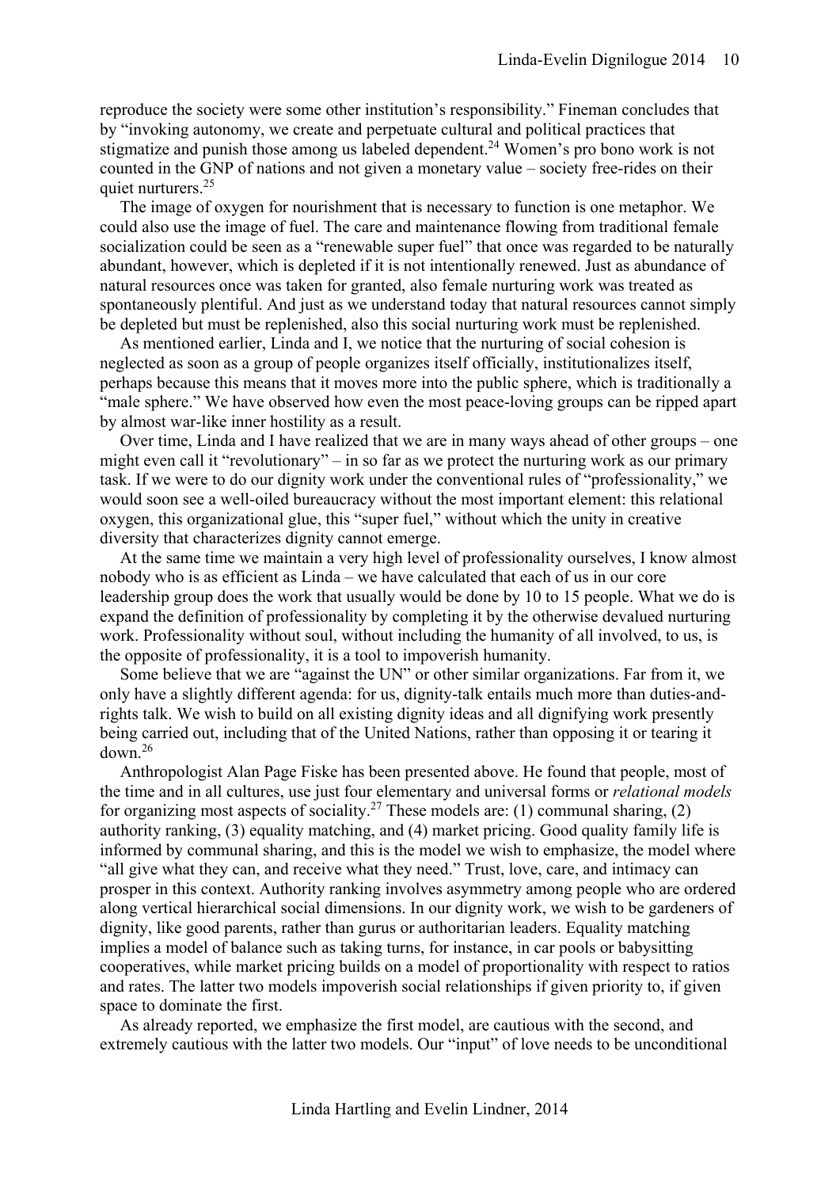reproduce the society were some other institution's responsibility." Fineman concludes that by "invoking autonomy, we create and perpetuate cultural and political practices that stigmatize and punish those among us labeled dependent.[24] Women's pro bono work is not counted in the GNP of nations and not given a monetary value – society free-rides on their quiet nurturers.[25]

The image of oxygen for nourishment that is necessary to function is one metaphor. We could also use the image of fuel. The care and maintenance flowing from traditional female socialization could be seen as a "renewable super fuel" that once was regarded to be naturally abundant, however, which is depleted if it is not intentionally renewed. Just as abundance of natural resources once was taken for granted, also female nurturing work was treated as spontaneously plentiful. And just as we understand today that natural resources cannot simply be depleted but must be replenished, also this social nurturing work must be replenished.

As mentioned earlier, Linda and I, we notice that the nurturing of social cohesion is neglected as soon as a group of people organizes itself officially, institutionalizes itself, perhaps because this means that it moves more into the public sphere, which is traditionally a "male sphere." We have observed how even the most peace-loving groups can be ripped apart by almost war-like inner hostility as a result.

Over time, Linda and I have realized that we are in many ways ahead of other groups – one might even call it "revolutionary" – in so far as we protect the nurturing work as our primary task. If we were to do our dignity work under the conventional rules of "professionality," we would soon see a well-oiled bureaucracy without the most important element: this relational oxygen, this organizational glue, this "super fuel," without which the unity in creative diversity that characterizes dignity cannot emerge.

At the same time we maintain a very high level of professionality ourselves, I know almost nobody who is as efficient as Linda – we have calculated that each of us in our core leadership group does the work that usually would be done by 10 to 15 people. What we do is expand the definition of professionality by completing it by the otherwise devalued nurturing work. Professionality without soul, without including the humanity of all involved, to us, is the opposite of professionality, it is a tool to impoverish humanity.

Some believe that we are "against the UN" or other similar organizations. Far from it, we only have a slightly different agenda: for us, dignity-talk entails much more than duties-and-rights talk. We wish to build on all existing dignity ideas and all dignifying work presently being carried out, including that of the United Nations, rather than opposing it or tearing it down.[26]

Anthropologist Alan Page Fiske has been presented above. He found that people, most of the time and in all cultures, use just four elementary and universal forms or *relational models* for organizing most aspects of sociality.[27] These models are: (1) communal sharing, (2) authority ranking, (3) equality matching, and (4) market pricing. Good quality family life is informed by communal sharing, and this is the model we wish to emphasize, the model where "all give what they can, and receive what they need." Trust, love, care, and intimacy can prosper in this context. Authority ranking involves asymmetry among people who are ordered along vertical hierarchical social dimensions. In our dignity work, we wish to be gardeners of dignity, like good parents, rather than gurus or authoritarian leaders. Equality matching implies a model of balance such as taking turns, for instance, in car pools or babysitting cooperatives, while market pricing builds on a model of proportionality with respect to ratios and rates. The latter two models impoverish social relationships if given priority to, if given space to dominate the first.

As already reported, we emphasize the first model, are cautious with the second, and extremely cautious with the latter two models. Our "input" of love needs to be unconditional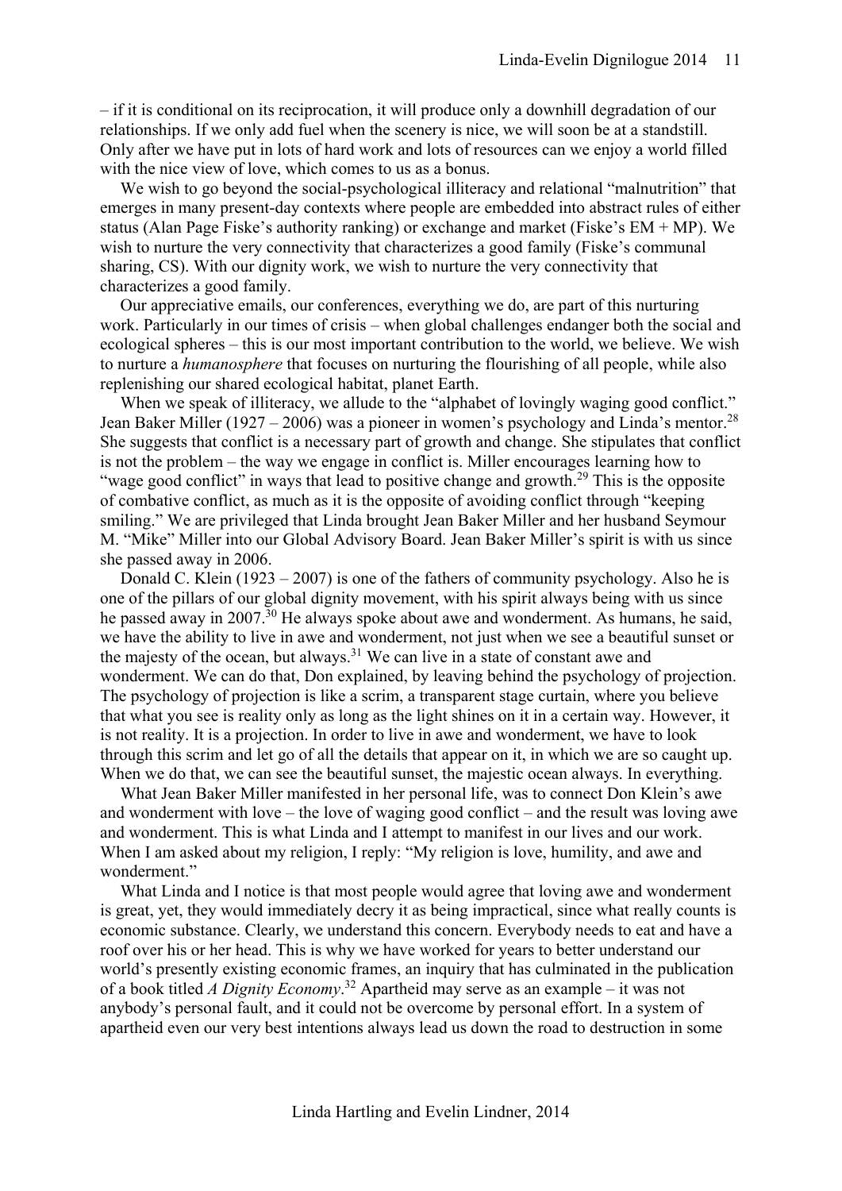– if it is conditional on its reciprocation, it will produce only a downhill degradation of our relationships. If we only add fuel when the scenery is nice, we will soon be at a standstill. Only after we have put in lots of hard work and lots of resources can we enjoy a world filled with the nice view of love, which comes to us as a bonus.

We wish to go beyond the social-psychological illiteracy and relational "malnutrition" that emerges in many present-day contexts where people are embedded into abstract rules of either status (Alan Page Fiske's authority ranking) or exchange and market (Fiske's EM + MP). We wish to nurture the very connectivity that characterizes a good family (Fiske's communal sharing, CS). With our dignity work, we wish to nurture the very connectivity that characterizes a good family.

Our appreciative emails, our conferences, everything we do, are part of this nurturing work. Particularly in our times of crisis – when global challenges endanger both the social and ecological spheres – this is our most important contribution to the world, we believe. We wish to nurture a *humanosphere* that focuses on nurturing the flourishing of all people, while also replenishing our shared ecological habitat, planet Earth.

When we speak of illiteracy, we allude to the "alphabet of lovingly waging good conflict." Jean Baker Miller (1927 – 2006) was a pioneer in women's psychology and Linda's mentor.[28] She suggests that conflict is a necessary part of growth and change. She stipulates that conflict is not the problem – the way we engage in conflict is. Miller encourages learning how to "wage good conflict" in ways that lead to positive change and growth.[29] This is the opposite of combative conflict, as much as it is the opposite of avoiding conflict through "keeping smiling." We are privileged that Linda brought Jean Baker Miller and her husband Seymour M. "Mike" Miller into our Global Advisory Board. Jean Baker Miller's spirit is with us since she passed away in 2006.

Donald C. Klein (1923 – 2007) is one of the fathers of community psychology. Also he is one of the pillars of our global dignity movement, with his spirit always being with us since he passed away in 2007.[30] He always spoke about awe and wonderment. As humans, he said, we have the ability to live in awe and wonderment, not just when we see a beautiful sunset or the majesty of the ocean, but always.[31] We can live in a state of constant awe and wonderment. We can do that, Don explained, by leaving behind the psychology of projection. The psychology of projection is like a scrim, a transparent stage curtain, where you believe that what you see is reality only as long as the light shines on it in a certain way. However, it is not reality. It is a projection. In order to live in awe and wonderment, we have to look through this scrim and let go of all the details that appear on it, in which we are so caught up. When we do that, we can see the beautiful sunset, the majestic ocean always. In everything.

What Jean Baker Miller manifested in her personal life, was to connect Don Klein's awe and wonderment with love – the love of waging good conflict – and the result was loving awe and wonderment. This is what Linda and I attempt to manifest in our lives and our work. When I am asked about my religion, I reply: "My religion is love, humility, and awe and wonderment."

What Linda and I notice is that most people would agree that loving awe and wonderment is great, yet, they would immediately decry it as being impractical, since what really counts is economic substance. Clearly, we understand this concern. Everybody needs to eat and have a roof over his or her head. This is why we have worked for years to better understand our world's presently existing economic frames, an inquiry that has culminated in the publication of a book titled *A Dignity Economy*.[32] Apartheid may serve as an example – it was not anybody's personal fault, and it could not be overcome by personal effort. In a system of apartheid even our very best intentions always lead us down the road to destruction in some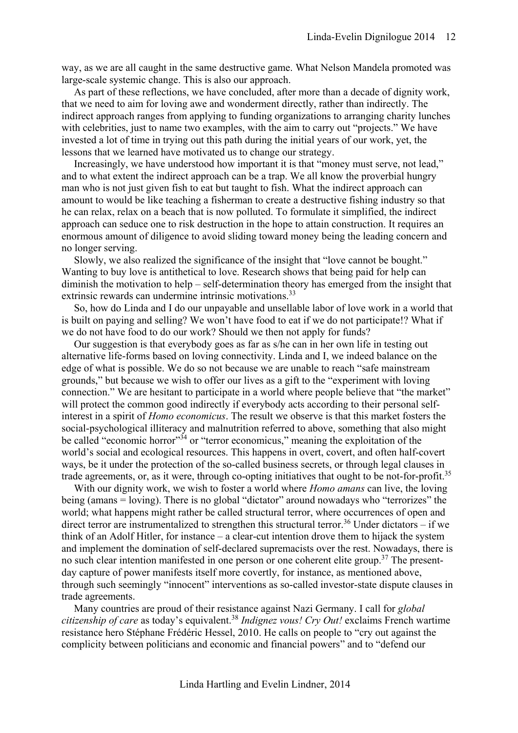way, as we are all caught in the same destructive game. What Nelson Mandela promoted was large-scale systemic change. This is also our approach.

As part of these reflections, we have concluded, after more than a decade of dignity work, that we need to aim for loving awe and wonderment directly, rather than indirectly. The indirect approach ranges from applying to funding organizations to arranging charity lunches with celebrities, just to name two examples, with the aim to carry out "projects." We have invested a lot of time in trying out this path during the initial years of our work, yet, the lessons that we learned have motivated us to change our strategy.

Increasingly, we have understood how important it is that "money must serve, not lead," and to what extent the indirect approach can be a trap. We all know the proverbial hungry man who is not just given fish to eat but taught to fish. What the indirect approach can amount to would be like teaching a fisherman to create a destructive fishing industry so that he can relax, relax on a beach that is now polluted. To formulate it simplified, the indirect approach can seduce one to risk destruction in the hope to attain construction. It requires an enormous amount of diligence to avoid sliding toward money being the leading concern and no longer serving.

Slowly, we also realized the significance of the insight that "love cannot be bought." Wanting to buy love is antithetical to love. Research shows that being paid for help can diminish the motivation to help – self-determination theory has emerged from the insight that extrinsic rewards can undermine intrinsic motivations.[33]

So, how do Linda and I do our unpayable and unsellable labor of love work in a world that is built on paying and selling? We won't have food to eat if we do not participate!? What if we do not have food to do our work? Should we then not apply for funds?

Our suggestion is that everybody goes as far as s/he can in her own life in testing out alternative life-forms based on loving connectivity. Linda and I, we indeed balance on the edge of what is possible. We do so not because we are unable to reach "safe mainstream grounds," but because we wish to offer our lives as a gift to the "experiment with loving connection." We are hesitant to participate in a world where people believe that "the market" will protect the common good indirectly if everybody acts according to their personal self-interest in a spirit of *Homo economicus*. The result we observe is that this market fosters the social-psychological illiteracy and malnutrition referred to above, something that also might be called "economic horror"[34] or "terror economicus," meaning the exploitation of the world's social and ecological resources. This happens in overt, covert, and often half-covert ways, be it under the protection of the so-called business secrets, or through legal clauses in trade agreements, or, as it were, through co-opting initiatives that ought to be not-for-profit.[35]

With our dignity work, we wish to foster a world where *Homo amans* can live, the loving being (amans = loving). There is no global "dictator" around nowadays who "terrorizes" the world; what happens might rather be called structural terror, where occurrences of open and direct terror are instrumentalized to strengthen this structural terror.[36] Under dictators – if we think of an Adolf Hitler, for instance – a clear-cut intention drove them to hijack the system and implement the domination of self-declared supremacists over the rest. Nowadays, there is no such clear intention manifested in one person or one coherent elite group.[37] The present-day capture of power manifests itself more covertly, for instance, as mentioned above, through such seemingly "innocent" interventions as so-called investor-state dispute clauses in trade agreements.

Many countries are proud of their resistance against Nazi Germany. I call for *global citizenship of care* as today's equivalent.[38] *Indignez vous! Cry Out!* exclaims French wartime resistance hero Stéphane Frédéric Hessel, 2010. He calls on people to "cry out against the complicity between politicians and economic and financial powers" and to "defend our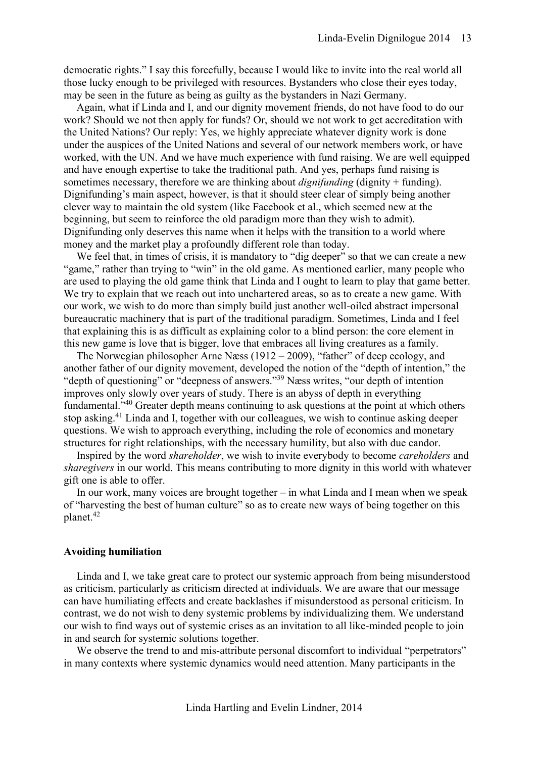democratic rights." I say this forcefully, because I would like to invite into the real world all those lucky enough to be privileged with resources. Bystanders who close their eyes today, may be seen in the future as being as guilty as the bystanders in Nazi Germany.

Again, what if Linda and I, and our dignity movement friends, do not have food to do our work? Should we not then apply for funds? Or, should we not work to get accreditation with the United Nations? Our reply: Yes, we highly appreciate whatever dignity work is done under the auspices of the United Nations and several of our network members work, or have worked, with the UN. And we have much experience with fund raising. We are well equipped and have enough expertise to take the traditional path. And yes, perhaps fund raising is sometimes necessary, therefore we are thinking about *dignifunding* (dignity + funding). Dignifunding's main aspect, however, is that it should steer clear of simply being another clever way to maintain the old system (like Facebook et al., which seemed new at the beginning, but seem to reinforce the old paradigm more than they wish to admit). Dignifunding only deserves this name when it helps with the transition to a world where money and the market play a profoundly different role than today.

We feel that, in times of crisis, it is mandatory to "dig deeper" so that we can create a new "game," rather than trying to "win" in the old game. As mentioned earlier, many people who are used to playing the old game think that Linda and I ought to learn to play that game better. We try to explain that we reach out into unchartered areas, so as to create a new game. With our work, we wish to do more than simply build just another well-oiled abstract impersonal bureaucratic machinery that is part of the traditional paradigm. Sometimes, Linda and I feel that explaining this is as difficult as explaining color to a blind person: the core element in this new game is love that is bigger, love that embraces all living creatures as a family.

The Norwegian philosopher Arne Næss (1912 – 2009), "father" of deep ecology, and another father of our dignity movement, developed the notion of the "depth of intention," the "depth of questioning" or "deepness of answers."[39] Næss writes, "our depth of intention improves only slowly over years of study. There is an abyss of depth in everything fundamental."[40] Greater depth means continuing to ask questions at the point at which others stop asking.[41] Linda and I, together with our colleagues, we wish to continue asking deeper questions. We wish to approach everything, including the role of economics and monetary structures for right relationships, with the necessary humility, but also with due candor.

Inspired by the word *shareholder*, we wish to invite everybody to become *careholders* and *sharegivers* in our world. This means contributing to more dignity in this world with whatever gift one is able to offer.

In our work, many voices are brought together – in what Linda and I mean when we speak of "harvesting the best of human culture" so as to create new ways of being together on this planet.[42]

**Avoiding humiliation**

Linda and I, we take great care to protect our systemic approach from being misunderstood as criticism, particularly as criticism directed at individuals. We are aware that our message can have humiliating effects and create backlashes if misunderstood as personal criticism. In contrast, we do not wish to deny systemic problems by individualizing them. We understand our wish to find ways out of systemic crises as an invitation to all like-minded people to join in and search for systemic solutions together.

We observe the trend to and mis-attribute personal discomfort to individual "perpetrators" in many contexts where systemic dynamics would need attention. Many participants in the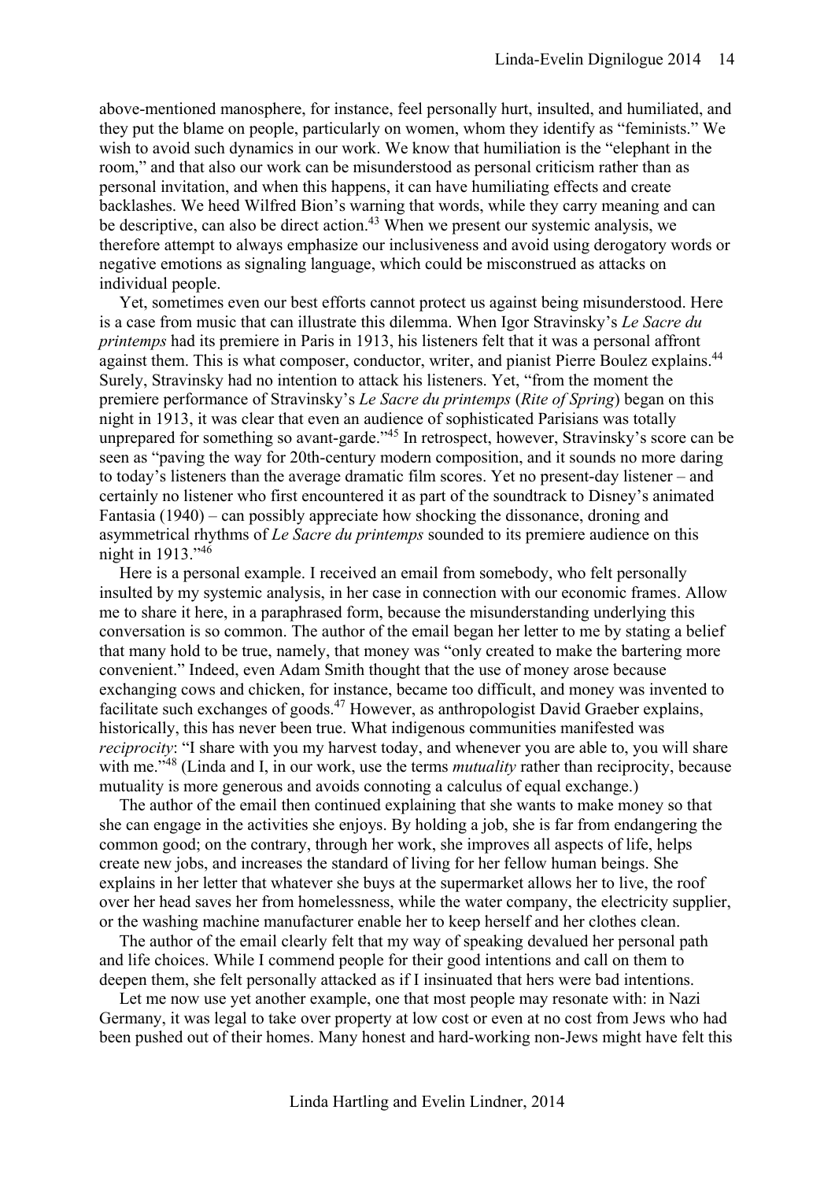above-mentioned manosphere, for instance, feel personally hurt, insulted, and humiliated, and they put the blame on people, particularly on women, whom they identify as "feminists." We wish to avoid such dynamics in our work. We know that humiliation is the "elephant in the room," and that also our work can be misunderstood as personal criticism rather than as personal invitation, and when this happens, it can have humiliating effects and create backlashes. We heed Wilfred Bion's warning that words, while they carry meaning and can be descriptive, can also be direct action.[43] When we present our systemic analysis, we therefore attempt to always emphasize our inclusiveness and avoid using derogatory words or negative emotions as signaling language, which could be misconstrued as attacks on individual people.

Yet, sometimes even our best efforts cannot protect us against being misunderstood. Here is a case from music that can illustrate this dilemma. When Igor Stravinsky's *Le Sacre du printemps* had its premiere in Paris in 1913, his listeners felt that it was a personal affront against them. This is what composer, conductor, writer, and pianist Pierre Boulez explains.[44] Surely, Stravinsky had no intention to attack his listeners. Yet, "from the moment the premiere performance of Stravinsky's *Le Sacre du printemps* (*Rite of Spring*) began on this night in 1913, it was clear that even an audience of sophisticated Parisians was totally unprepared for something so avant-garde."[45] In retrospect, however, Stravinsky's score can be seen as "paving the way for 20th-century modern composition, and it sounds no more daring to today's listeners than the average dramatic film scores. Yet no present-day listener – and certainly no listener who first encountered it as part of the soundtrack to Disney's animated Fantasia (1940) – can possibly appreciate how shocking the dissonance, droning and asymmetrical rhythms of *Le Sacre du printemps* sounded to its premiere audience on this night in 1913."[46]

Here is a personal example. I received an email from somebody, who felt personally insulted by my systemic analysis, in her case in connection with our economic frames. Allow me to share it here, in a paraphrased form, because the misunderstanding underlying this conversation is so common. The author of the email began her letter to me by stating a belief that many hold to be true, namely, that money was "only created to make the bartering more convenient." Indeed, even Adam Smith thought that the use of money arose because exchanging cows and chicken, for instance, became too difficult, and money was invented to facilitate such exchanges of goods.[47] However, as anthropologist David Graeber explains, historically, this has never been true. What indigenous communities manifested was *reciprocity*: "I share with you my harvest today, and whenever you are able to, you will share with me."[48] (Linda and I, in our work, use the terms *mutuality* rather than reciprocity, because mutuality is more generous and avoids connoting a calculus of equal exchange.)

The author of the email then continued explaining that she wants to make money so that she can engage in the activities she enjoys. By holding a job, she is far from endangering the common good; on the contrary, through her work, she improves all aspects of life, helps create new jobs, and increases the standard of living for her fellow human beings. She explains in her letter that whatever she buys at the supermarket allows her to live, the roof over her head saves her from homelessness, while the water company, the electricity supplier, or the washing machine manufacturer enable her to keep herself and her clothes clean.

The author of the email clearly felt that my way of speaking devalued her personal path and life choices. While I commend people for their good intentions and call on them to deepen them, she felt personally attacked as if I insinuated that hers were bad intentions.

Let me now use yet another example, one that most people may resonate with: in Nazi Germany, it was legal to take over property at low cost or even at no cost from Jews who had been pushed out of their homes. Many honest and hard-working non-Jews might have felt this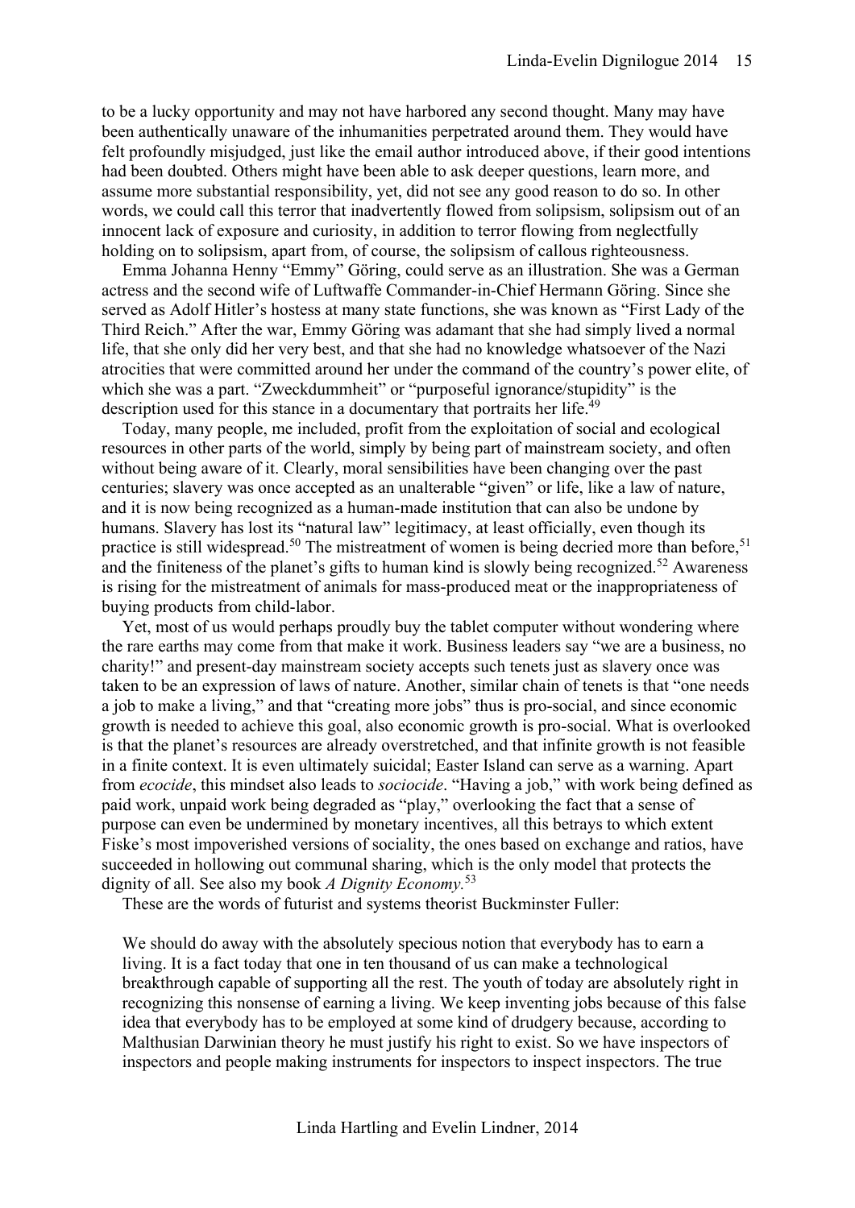to be a lucky opportunity and may not have harbored any second thought. Many may have been authentically unaware of the inhumanities perpetrated around them. They would have felt profoundly misjudged, just like the email author introduced above, if their good intentions had been doubted. Others might have been able to ask deeper questions, learn more, and assume more substantial responsibility, yet, did not see any good reason to do so. In other words, we could call this terror that inadvertently flowed from solipsism, solipsism out of an innocent lack of exposure and curiosity, in addition to terror flowing from neglectfully holding on to solipsism, apart from, of course, the solipsism of callous righteousness.

Emma Johanna Henny "Emmy" Göring, could serve as an illustration. She was a German actress and the second wife of Luftwaffe Commander-in-Chief Hermann Göring. Since she served as Adolf Hitler's hostess at many state functions, she was known as "First Lady of the Third Reich." After the war, Emmy Göring was adamant that she had simply lived a normal life, that she only did her very best, and that she had no knowledge whatsoever of the Nazi atrocities that were committed around her under the command of the country's power elite, of which she was a part. "Zweckdummheit" or "purposeful ignorance/stupidity" is the description used for this stance in a documentary that portraits her life.[49]

Today, many people, me included, profit from the exploitation of social and ecological resources in other parts of the world, simply by being part of mainstream society, and often without being aware of it. Clearly, moral sensibilities have been changing over the past centuries; slavery was once accepted as an unalterable "given" or life, like a law of nature, and it is now being recognized as a human-made institution that can also be undone by humans. Slavery has lost its "natural law" legitimacy, at least officially, even though its practice is still widespread.[50] The mistreatment of women is being decried more than before,[51] and the finiteness of the planet's gifts to human kind is slowly being recognized.[52] Awareness is rising for the mistreatment of animals for mass-produced meat or the inappropriateness of buying products from child-labor.

Yet, most of us would perhaps proudly buy the tablet computer without wondering where the rare earths may come from that make it work. Business leaders say "we are a business, no charity!" and present-day mainstream society accepts such tenets just as slavery once was taken to be an expression of laws of nature. Another, similar chain of tenets is that "one needs a job to make a living," and that "creating more jobs" thus is pro-social, and since economic growth is needed to achieve this goal, also economic growth is pro-social. What is overlooked is that the planet's resources are already overstretched, and that infinite growth is not feasible in a finite context. It is even ultimately suicidal; Easter Island can serve as a warning. Apart from *ecocide*, this mindset also leads to *sociocide*. "Having a job," with work being defined as paid work, unpaid work being degraded as "play," overlooking the fact that a sense of purpose can even be undermined by monetary incentives, all this betrays to which extent Fiske's most impoverished versions of sociality, the ones based on exchange and ratios, have succeeded in hollowing out communal sharing, which is the only model that protects the dignity of all. See also my book *A Dignity Economy*.[53]

These are the words of futurist and systems theorist Buckminster Fuller:

> We should do away with the absolutely specious notion that everybody has to earn a living. It is a fact today that one in ten thousand of us can make a technological breakthrough capable of supporting all the rest. The youth of today are absolutely right in recognizing this nonsense of earning a living. We keep inventing jobs because of this false idea that everybody has to be employed at some kind of drudgery because, according to Malthusian Darwinian theory he must justify his right to exist. So we have inspectors of inspectors and people making instruments for inspectors to inspect inspectors. The true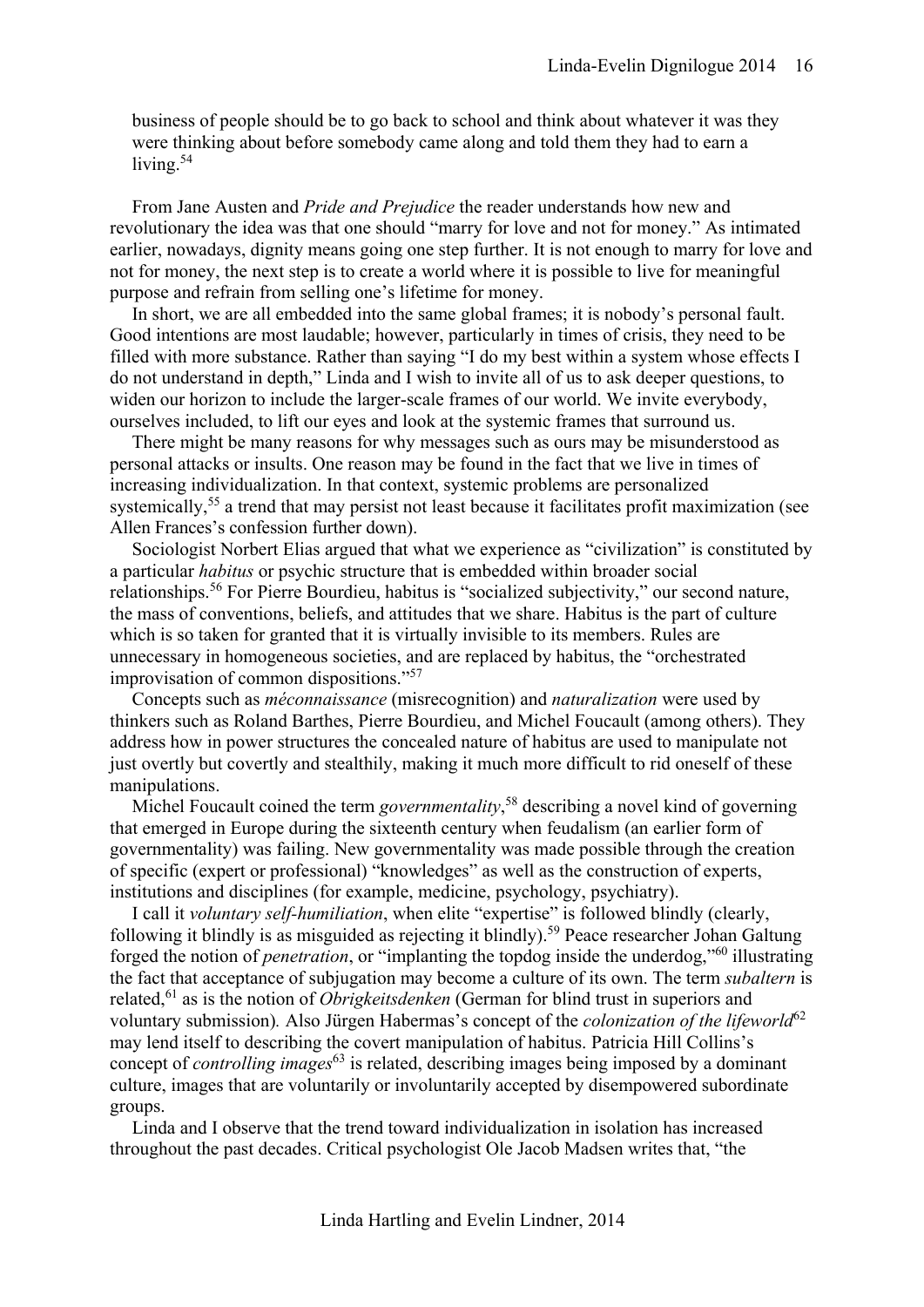business of people should be to go back to school and think about whatever it was they were thinking about before somebody came along and told them they had to earn a living.[54]

From Jane Austen and *Pride and Prejudice* the reader understands how new and revolutionary the idea was that one should "marry for love and not for money." As intimated earlier, nowadays, dignity means going one step further. It is not enough to marry for love and not for money, the next step is to create a world where it is possible to live for meaningful purpose and refrain from selling one's lifetime for money.

In short, we are all embedded into the same global frames; it is nobody's personal fault. Good intentions are most laudable; however, particularly in times of crisis, they need to be filled with more substance. Rather than saying "I do my best within a system whose effects I do not understand in depth," Linda and I wish to invite all of us to ask deeper questions, to widen our horizon to include the larger-scale frames of our world. We invite everybody, ourselves included, to lift our eyes and look at the systemic frames that surround us.

There might be many reasons for why messages such as ours may be misunderstood as personal attacks or insults. One reason may be found in the fact that we live in times of increasing individualization. In that context, systemic problems are personalized systemically,[55] a trend that may persist not least because it facilitates profit maximization (see Allen Frances's confession further down).

Sociologist Norbert Elias argued that what we experience as "civilization" is constituted by a particular *habitus* or psychic structure that is embedded within broader social relationships.[56] For Pierre Bourdieu, habitus is "socialized subjectivity," our second nature, the mass of conventions, beliefs, and attitudes that we share. Habitus is the part of culture which is so taken for granted that it is virtually invisible to its members. Rules are unnecessary in homogeneous societies, and are replaced by habitus, the "orchestrated improvisation of common dispositions."[57]

Concepts such as *méconnaissance* (misrecognition) and *naturalization* were used by thinkers such as Roland Barthes, Pierre Bourdieu, and Michel Foucault (among others). They address how in power structures the concealed nature of habitus are used to manipulate not just overtly but covertly and stealthily, making it much more difficult to rid oneself of these manipulations.

Michel Foucault coined the term *governmentality*,[58] describing a novel kind of governing that emerged in Europe during the sixteenth century when feudalism (an earlier form of governmentality) was failing. New governmentality was made possible through the creation of specific (expert or professional) "knowledges" as well as the construction of experts, institutions and disciplines (for example, medicine, psychology, psychiatry).

I call it *voluntary self-humiliation*, when elite "expertise" is followed blindly (clearly, following it blindly is as misguided as rejecting it blindly).[59] Peace researcher Johan Galtung forged the notion of *penetration*, or "implanting the topdog inside the underdog,"[60] illustrating the fact that acceptance of subjugation may become a culture of its own. The term *subaltern* is related,[61] as is the notion of *Obrigkeitsdenken* (German for blind trust in superiors and voluntary submission). Also Jürgen Habermas's concept of the *colonization of the lifeworld*[62] may lend itself to describing the covert manipulation of habitus. Patricia Hill Collins's concept of *controlling images*[63] is related, describing images being imposed by a dominant culture, images that are voluntarily or involuntarily accepted by disempowered subordinate groups.

Linda and I observe that the trend toward individualization in isolation has increased throughout the past decades. Critical psychologist Ole Jacob Madsen writes that, "the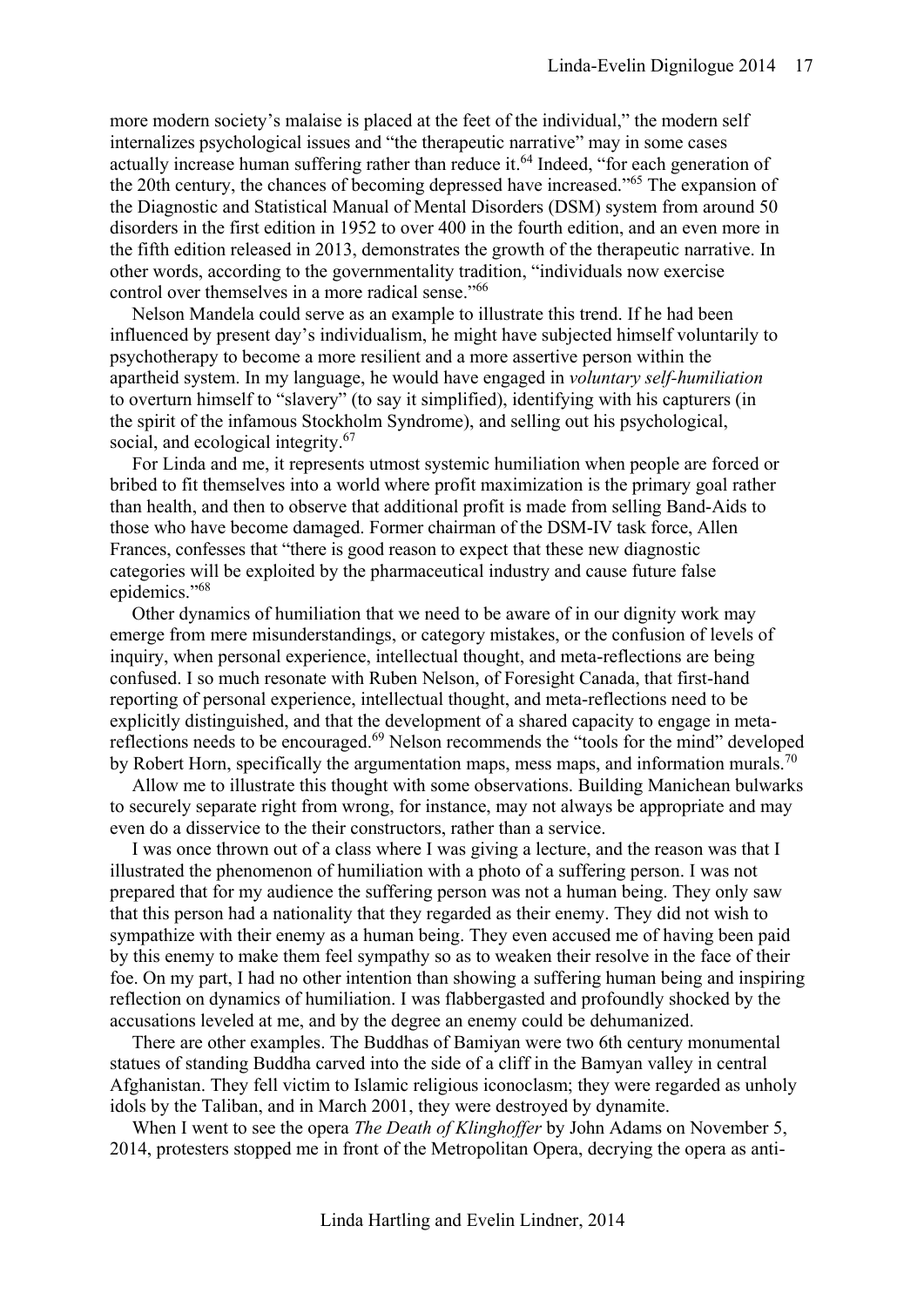more modern society's malaise is placed at the feet of the individual," the modern self internalizes psychological issues and "the therapeutic narrative" may in some cases actually increase human suffering rather than reduce it.[64] Indeed, "for each generation of the 20th century, the chances of becoming depressed have increased."[65] The expansion of the Diagnostic and Statistical Manual of Mental Disorders (DSM) system from around 50 disorders in the first edition in 1952 to over 400 in the fourth edition, and an even more in the fifth edition released in 2013, demonstrates the growth of the therapeutic narrative. In other words, according to the governmentality tradition, "individuals now exercise control over themselves in a more radical sense."[66]

Nelson Mandela could serve as an example to illustrate this trend. If he had been influenced by present day's individualism, he might have subjected himself voluntarily to psychotherapy to become a more resilient and a more assertive person within the apartheid system. In my language, he would have engaged in *voluntary self-humiliation* to overturn himself to "slavery" (to say it simplified), identifying with his capturers (in the spirit of the infamous Stockholm Syndrome), and selling out his psychological, social, and ecological integrity.[67]

For Linda and me, it represents utmost systemic humiliation when people are forced or bribed to fit themselves into a world where profit maximization is the primary goal rather than health, and then to observe that additional profit is made from selling Band-Aids to those who have become damaged. Former chairman of the DSM-IV task force, Allen Frances, confesses that "there is good reason to expect that these new diagnostic categories will be exploited by the pharmaceutical industry and cause future false epidemics."[68]

Other dynamics of humiliation that we need to be aware of in our dignity work may emerge from mere misunderstandings, or category mistakes, or the confusion of levels of inquiry, when personal experience, intellectual thought, and meta-reflections are being confused. I so much resonate with Ruben Nelson, of Foresight Canada, that first-hand reporting of personal experience, intellectual thought, and meta-reflections need to be explicitly distinguished, and that the development of a shared capacity to engage in meta-reflections needs to be encouraged.[69] Nelson recommends the "tools for the mind" developed by Robert Horn, specifically the argumentation maps, mess maps, and information murals.[70]

Allow me to illustrate this thought with some observations. Building Manichean bulwarks to securely separate right from wrong, for instance, may not always be appropriate and may even do a disservice to the their constructors, rather than a service.

I was once thrown out of a class where I was giving a lecture, and the reason was that I illustrated the phenomenon of humiliation with a photo of a suffering person. I was not prepared that for my audience the suffering person was not a human being. They only saw that this person had a nationality that they regarded as their enemy. They did not wish to sympathize with their enemy as a human being. They even accused me of having been paid by this enemy to make them feel sympathy so as to weaken their resolve in the face of their foe. On my part, I had no other intention than showing a suffering human being and inspiring reflection on dynamics of humiliation. I was flabbergasted and profoundly shocked by the accusations leveled at me, and by the degree an enemy could be dehumanized.

There are other examples. The Buddhas of Bamiyan were two 6th century monumental statues of standing Buddha carved into the side of a cliff in the Bamyan valley in central Afghanistan. They fell victim to Islamic religious iconoclasm; they were regarded as unholy idols by the Taliban, and in March 2001, they were destroyed by dynamite.

When I went to see the opera *The Death of Klinghoffer* by John Adams on November 5, 2014, protesters stopped me in front of the Metropolitan Opera, decrying the opera as anti-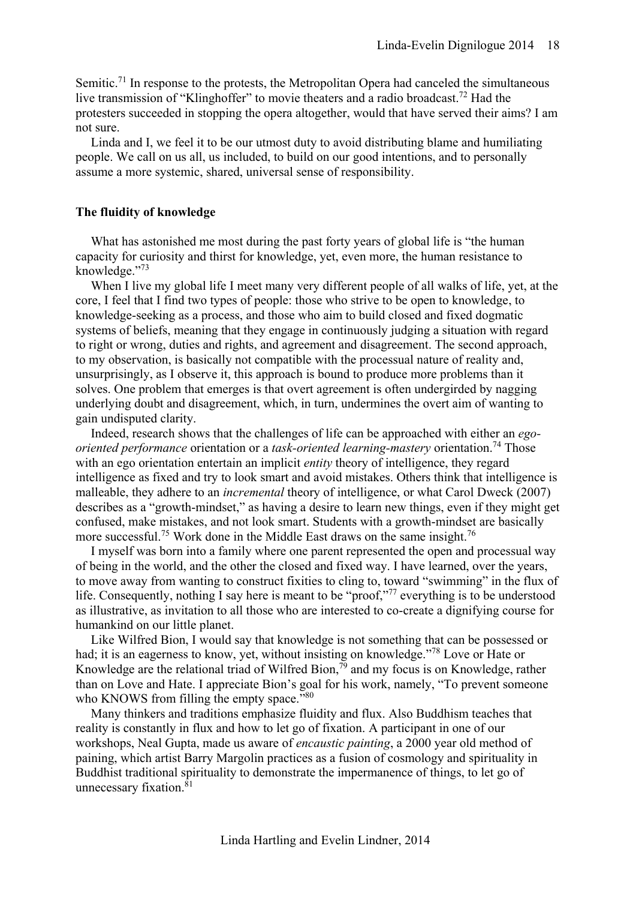Semitic.[71] In response to the protests, the Metropolitan Opera had canceled the simultaneous live transmission of "Klinghoffer" to movie theaters and a radio broadcast.[72] Had the protesters succeeded in stopping the opera altogether, would that have served their aims? I am not sure.

Linda and I, we feel it to be our utmost duty to avoid distributing blame and humiliating people. We call on us all, us included, to build on our good intentions, and to personally assume a more systemic, shared, universal sense of responsibility.

**The fluidity of knowledge**

What has astonished me most during the past forty years of global life is "the human capacity for curiosity and thirst for knowledge, yet, even more, the human resistance to knowledge."[73]

When I live my global life I meet many very different people of all walks of life, yet, at the core, I feel that I find two types of people: those who strive to be open to knowledge, to knowledge-seeking as a process, and those who aim to build closed and fixed dogmatic systems of beliefs, meaning that they engage in continuously judging a situation with regard to right or wrong, duties and rights, and agreement and disagreement. The second approach, to my observation, is basically not compatible with the processual nature of reality and, unsurprisingly, as I observe it, this approach is bound to produce more problems than it solves. One problem that emerges is that overt agreement is often undergirded by nagging underlying doubt and disagreement, which, in turn, undermines the overt aim of wanting to gain undisputed clarity.

Indeed, research shows that the challenges of life can be approached with either an *ego-oriented performance* orientation or a *task-oriented learning-mastery* orientation.[74] Those with an ego orientation entertain an implicit *entity* theory of intelligence, they regard intelligence as fixed and try to look smart and avoid mistakes. Others think that intelligence is malleable, they adhere to an *incremental* theory of intelligence, or what Carol Dweck (2007) describes as a "growth-mindset," as having a desire to learn new things, even if they might get confused, make mistakes, and not look smart. Students with a growth-mindset are basically more successful.[75] Work done in the Middle East draws on the same insight.[76]

I myself was born into a family where one parent represented the open and processual way of being in the world, and the other the closed and fixed way. I have learned, over the years, to move away from wanting to construct fixities to cling to, toward "swimming" in the flux of life. Consequently, nothing I say here is meant to be "proof,"[77] everything is to be understood as illustrative, as invitation to all those who are interested to co-create a dignifying course for humankind on our little planet.

Like Wilfred Bion, I would say that knowledge is not something that can be possessed or had; it is an eagerness to know, yet, without insisting on knowledge."[78] Love or Hate or Knowledge are the relational triad of Wilfred Bion,[79] and my focus is on Knowledge, rather than on Love and Hate. I appreciate Bion's goal for his work, namely, "To prevent someone who KNOWS from filling the empty space."[80]

Many thinkers and traditions emphasize fluidity and flux. Also Buddhism teaches that reality is constantly in flux and how to let go of fixation. A participant in one of our workshops, Neal Gupta, made us aware of *encaustic painting*, a 2000 year old method of paining, which artist Barry Margolin practices as a fusion of cosmology and spirituality in Buddhist traditional spirituality to demonstrate the impermanence of things, to let go of unnecessary fixation.[81]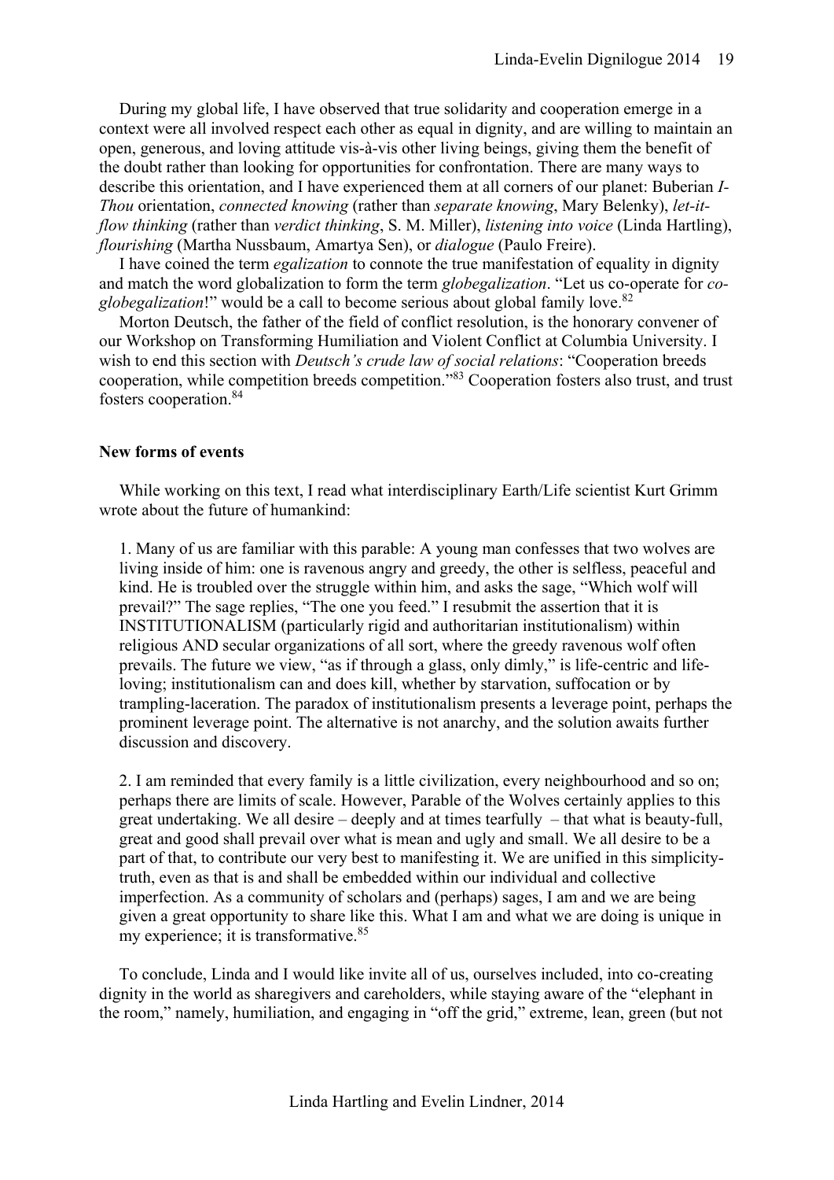During my global life, I have observed that true solidarity and cooperation emerge in a context were all involved respect each other as equal in dignity, and are willing to maintain an open, generous, and loving attitude vis-à-vis other living beings, giving them the benefit of the doubt rather than looking for opportunities for confrontation. There are many ways to describe this orientation, and I have experienced them at all corners of our planet: Buberian *I-Thou* orientation, *connected knowing* (rather than *separate knowing*, Mary Belenky), *let-it-flow thinking* (rather than *verdict thinking*, S. M. Miller), *listening into voice* (Linda Hartling), *flourishing* (Martha Nussbaum, Amartya Sen), or *dialogue* (Paulo Freire).

I have coined the term *egalization* to connote the true manifestation of equality in dignity and match the word globalization to form the term *globegalization*. "Let us co-operate for *co-globegalization*!" would be a call to become serious about global family love.[82]

Morton Deutsch, the father of the field of conflict resolution, is the honorary convener of our Workshop on Transforming Humiliation and Violent Conflict at Columbia University. I wish to end this section with *Deutsch's crude law of social relations*: "Cooperation breeds cooperation, while competition breeds competition."[83] Cooperation fosters also trust, and trust fosters cooperation.[84]

**New forms of events**

While working on this text, I read what interdisciplinary Earth/Life scientist Kurt Grimm wrote about the future of humankind:

> 1. Many of us are familiar with this parable: A young man confesses that two wolves are living inside of him: one is ravenous angry and greedy, the other is selfless, peaceful and kind. He is troubled over the struggle within him, and asks the sage, "Which wolf will prevail?" The sage replies, "The one you feed." I resubmit the assertion that it is INSTITUTIONALISM (particularly rigid and authoritarian institutionalism) within religious AND secular organizations of all sort, where the greedy ravenous wolf often prevails. The future we view, "as if through a glass, only dimly," is life-centric and life-loving; institutionalism can and does kill, whether by starvation, suffocation or by trampling-laceration. The paradox of institutionalism presents a leverage point, perhaps the prominent leverage point. The alternative is not anarchy, and the solution awaits further discussion and discovery.
>
> 2. I am reminded that every family is a little civilization, every neighbourhood and so on; perhaps there are limits of scale. However, Parable of the Wolves certainly applies to this great undertaking. We all desire – deeply and at times tearfully – that what is beauty-full, great and good shall prevail over what is mean and ugly and small. We all desire to be a part of that, to contribute our very best to manifesting it. We are unified in this simplicity-truth, even as that is and shall be embedded within our individual and collective imperfection. As a community of scholars and (perhaps) sages, I am and we are being given a great opportunity to share like this. What I am and what we are doing is unique in my experience; it is transformative.[85]

To conclude, Linda and I would like invite all of us, ourselves included, into co-creating dignity in the world as sharegivers and careholders, while staying aware of the "elephant in the room," namely, humiliation, and engaging in "off the grid," extreme, lean, green (but not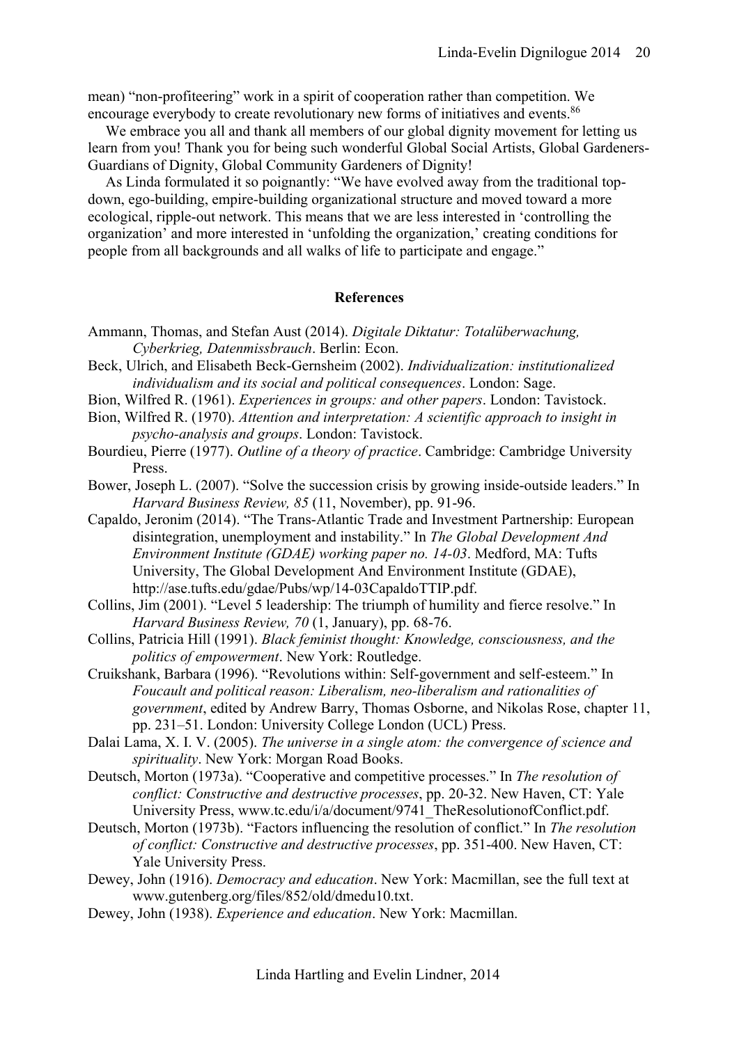mean) "non-profiteering" work in a spirit of cooperation rather than competition. We encourage everybody to create revolutionary new forms of initiatives and events.[86]

We embrace you all and thank all members of our global dignity movement for letting us learn from you! Thank you for being such wonderful Global Social Artists, Global Gardeners-Guardians of Dignity, Global Community Gardeners of Dignity!

As Linda formulated it so poignantly: "We have evolved away from the traditional top-down, ego-building, empire-building organizational structure and moved toward a more ecological, ripple-out network. This means that we are less interested in 'controlling the organization' and more interested in 'unfolding the organization,' creating conditions for people from all backgrounds and all walks of life to participate and engage."

## References

Ammann, Thomas, and Stefan Aust (2014). *Digitale Diktatur: Totalüberwachung, Cyberkrieg, Datenmissbrauch*. Berlin: Econ.

Beck, Ulrich, and Elisabeth Beck-Gernsheim (2002). *Individualization: institutionalized individualism and its social and political consequences*. London: Sage.

Bion, Wilfred R. (1961). *Experiences in groups: and other papers*. London: Tavistock.

Bion, Wilfred R. (1970). *Attention and interpretation: A scientific approach to insight in psycho-analysis and groups*. London: Tavistock.

Bourdieu, Pierre (1977). *Outline of a theory of practice*. Cambridge: Cambridge University Press.

Bower, Joseph L. (2007). "Solve the succession crisis by growing inside-outside leaders." In *Harvard Business Review, 85* (11, November), pp. 91-96.

Capaldo, Jeronim (2014). "The Trans-Atlantic Trade and Investment Partnership: European disintegration, unemployment and instability." In *The Global Development And Environment Institute (GDAE) working paper no. 14-03*. Medford, MA: Tufts University, The Global Development And Environment Institute (GDAE), http://ase.tufts.edu/gdae/Pubs/wp/14-03CapaldoTTIP.pdf.

Collins, Jim (2001). "Level 5 leadership: The triumph of humility and fierce resolve." In *Harvard Business Review, 70* (1, January), pp. 68-76.

Collins, Patricia Hill (1991). *Black feminist thought: Knowledge, consciousness, and the politics of empowerment*. New York: Routledge.

Cruikshank, Barbara (1996). "Revolutions within: Self-government and self-esteem." In *Foucault and political reason: Liberalism, neo-liberalism and rationalities of government*, edited by Andrew Barry, Thomas Osborne, and Nikolas Rose, chapter 11, pp. 231–51. London: University College London (UCL) Press.

Dalai Lama, X. I. V. (2005). *The universe in a single atom: the convergence of science and spirituality*. New York: Morgan Road Books.

Deutsch, Morton (1973a). "Cooperative and competitive processes." In *The resolution of conflict: Constructive and destructive processes*, pp. 20-32. New Haven, CT: Yale University Press, www.tc.edu/i/a/document/9741_TheResolutionofConflict.pdf.

Deutsch, Morton (1973b). "Factors influencing the resolution of conflict." In *The resolution of conflict: Constructive and destructive processes*, pp. 351-400. New Haven, CT: Yale University Press.

Dewey, John (1916). *Democracy and education*. New York: Macmillan, see the full text at www.gutenberg.org/files/852/old/dmedu10.txt.

Dewey, John (1938). *Experience and education*. New York: Macmillan.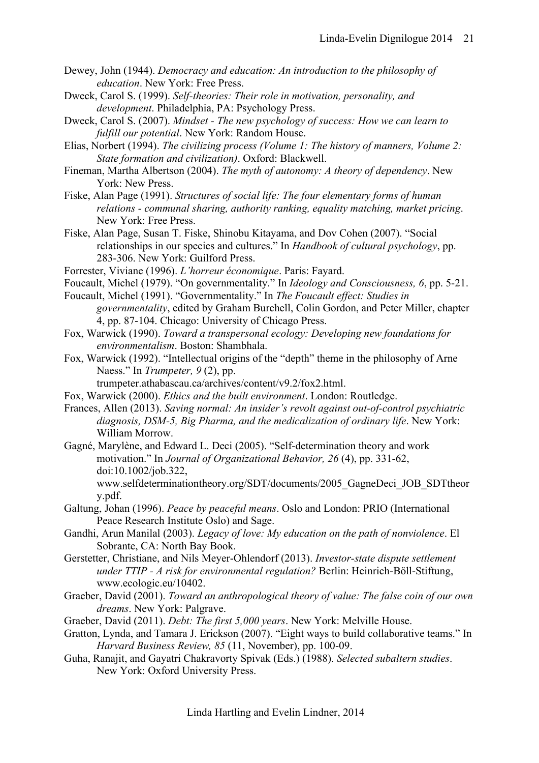Dewey, John (1944). *Democracy and education: An introduction to the philosophy of education*. New York: Free Press.

Dweck, Carol S. (1999). *Self-theories: Their role in motivation, personality, and development*. Philadelphia, PA: Psychology Press.

Dweck, Carol S. (2007). *Mindset - The new psychology of success: How we can learn to fulfill our potential*. New York: Random House.

Elias, Norbert (1994). *The civilizing process (Volume 1: The history of manners, Volume 2: State formation and civilization)*. Oxford: Blackwell.

Fineman, Martha Albertson (2004). *The myth of autonomy: A theory of dependency*. New York: New Press.

Fiske, Alan Page (1991). *Structures of social life: The four elementary forms of human relations - communal sharing, authority ranking, equality matching, market pricing*. New York: Free Press.

Fiske, Alan Page, Susan T. Fiske, Shinobu Kitayama, and Dov Cohen (2007). "Social relationships in our species and cultures." In *Handbook of cultural psychology*, pp. 283-306. New York: Guilford Press.

Forrester, Viviane (1996). *L'horreur économique*. Paris: Fayard.

Foucault, Michel (1979). "On governmentality." In *Ideology and Consciousness, 6*, pp. 5-21.

Foucault, Michel (1991). "Governmentality." In *The Foucault effect: Studies in governmentality*, edited by Graham Burchell, Colin Gordon, and Peter Miller, chapter 4, pp. 87-104. Chicago: University of Chicago Press.

Fox, Warwick (1990). *Toward a transpersonal ecology: Developing new foundations for environmentalism*. Boston: Shambhala.

Fox, Warwick (1992). "Intellectual origins of the "depth" theme in the philosophy of Arne Naess." In *Trumpeter, 9* (2), pp. trumpeter.athabascau.ca/archives/content/v9.2/fox2.html.

Fox, Warwick (2000). *Ethics and the built environment*. London: Routledge.

Frances, Allen (2013). *Saving normal: An insider's revolt against out-of-control psychiatric diagnosis, DSM-5, Big Pharma, and the medicalization of ordinary life*. New York: William Morrow.

Gagné, Marylène, and Edward L. Deci (2005). "Self-determination theory and work motivation." In *Journal of Organizational Behavior, 26* (4), pp. 331-62, doi:10.1002/job.322, www.selfdeterminationtheory.org/SDT/documents/2005_GagneDeci_JOB_SDTtheory.pdf.

Galtung, Johan (1996). *Peace by peaceful means*. Oslo and London: PRIO (International Peace Research Institute Oslo) and Sage.

Gandhi, Arun Manilal (2003). *Legacy of love: My education on the path of nonviolence*. El Sobrante, CA: North Bay Book.

Gerstetter, Christiane, and Nils Meyer-Ohlendorf (2013). *Investor-state dispute settlement under TTIP - A risk for environmental regulation?* Berlin: Heinrich-Böll-Stiftung, www.ecologic.eu/10402.

Graeber, David (2001). *Toward an anthropological theory of value: The false coin of our own dreams*. New York: Palgrave.

Graeber, David (2011). *Debt: The first 5,000 years*. New York: Melville House.

Gratton, Lynda, and Tamara J. Erickson (2007). "Eight ways to build collaborative teams." In *Harvard Business Review, 85* (11, November), pp. 100-09.

Guha, Ranajit, and Gayatri Chakravorty Spivak (Eds.) (1988). *Selected subaltern studies*. New York: Oxford University Press.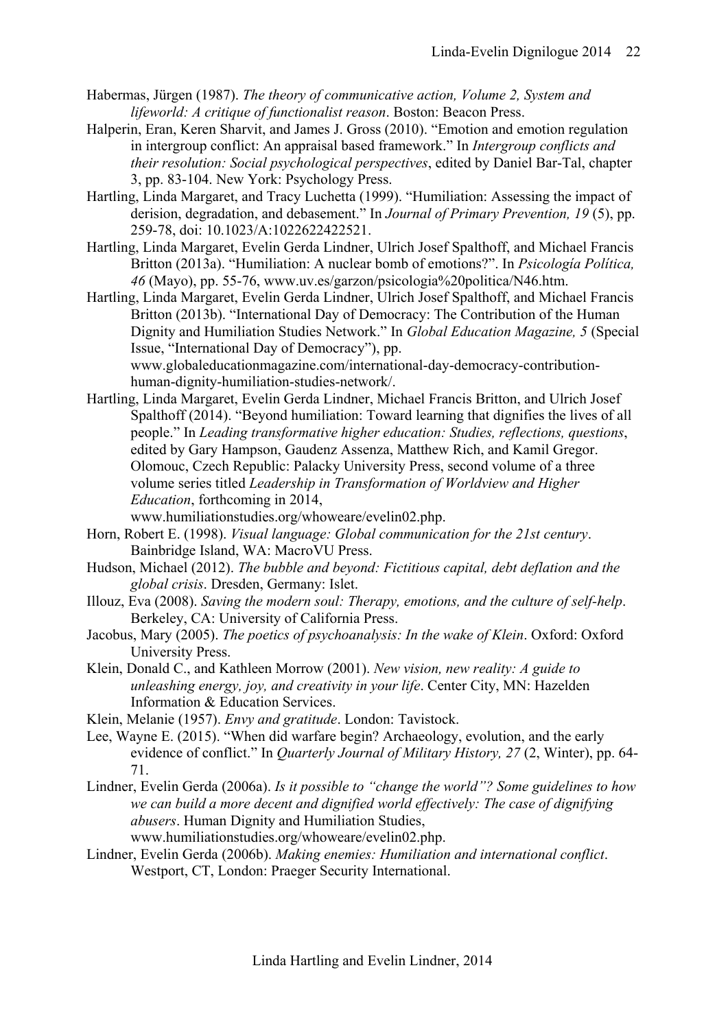Habermas, Jürgen (1987). *The theory of communicative action, Volume 2, System and lifeworld: A critique of functionalist reason*. Boston: Beacon Press.

Halperin, Eran, Keren Sharvit, and James J. Gross (2010). "Emotion and emotion regulation in intergroup conflict: An appraisal based framework." In *Intergroup conflicts and their resolution: Social psychological perspectives*, edited by Daniel Bar-Tal, chapter 3, pp. 83-104. New York: Psychology Press.

Hartling, Linda Margaret, and Tracy Luchetta (1999). "Humiliation: Assessing the impact of derision, degradation, and debasement." In *Journal of Primary Prevention, 19* (5), pp. 259-78, doi: 10.1023/A:1022622422521.

Hartling, Linda Margaret, Evelin Gerda Lindner, Ulrich Josef Spalthoff, and Michael Francis Britton (2013a). "Humiliation: A nuclear bomb of emotions?". In *Psicología Política, 46* (Mayo), pp. 55-76, www.uv.es/garzon/psicologia%20politica/N46.htm.

Hartling, Linda Margaret, Evelin Gerda Lindner, Ulrich Josef Spalthoff, and Michael Francis Britton (2013b). "International Day of Democracy: The Contribution of the Human Dignity and Humiliation Studies Network." In *Global Education Magazine, 5* (Special Issue, "International Day of Democracy"), pp. www.globaleducationmagazine.com/international-day-democracy-contribution-human-dignity-humiliation-studies-network/.

Hartling, Linda Margaret, Evelin Gerda Lindner, Michael Francis Britton, and Ulrich Josef Spalthoff (2014). "Beyond humiliation: Toward learning that dignifies the lives of all people." In *Leading transformative higher education: Studies, reflections, questions*, edited by Gary Hampson, Gaudenz Assenza, Matthew Rich, and Kamil Gregor. Olomouc, Czech Republic: Palacky University Press, second volume of a three volume series titled *Leadership in Transformation of Worldview and Higher Education*, forthcoming in 2014, www.humiliationstudies.org/whoweare/evelin02.php.

Horn, Robert E. (1998). *Visual language: Global communication for the 21st century*. Bainbridge Island, WA: MacroVU Press.

Hudson, Michael (2012). *The bubble and beyond: Fictitious capital, debt deflation and the global crisis*. Dresden, Germany: Islet.

Illouz, Eva (2008). *Saving the modern soul: Therapy, emotions, and the culture of self-help*. Berkeley, CA: University of California Press.

Jacobus, Mary (2005). *The poetics of psychoanalysis: In the wake of Klein*. Oxford: Oxford University Press.

Klein, Donald C., and Kathleen Morrow (2001). *New vision, new reality: A guide to unleashing energy, joy, and creativity in your life*. Center City, MN: Hazelden Information & Education Services.

Klein, Melanie (1957). *Envy and gratitude*. London: Tavistock.

Lee, Wayne E. (2015). "When did warfare begin? Archaeology, evolution, and the early evidence of conflict." In *Quarterly Journal of Military History, 27* (2, Winter), pp. 64-71.

Lindner, Evelin Gerda (2006a). *Is it possible to "change the world"? Some guidelines to how we can build a more decent and dignified world effectively: The case of dignifying abusers*. Human Dignity and Humiliation Studies, www.humiliationstudies.org/whoweare/evelin02.php.

Lindner, Evelin Gerda (2006b). *Making enemies: Humiliation and international conflict*. Westport, CT, London: Praeger Security International.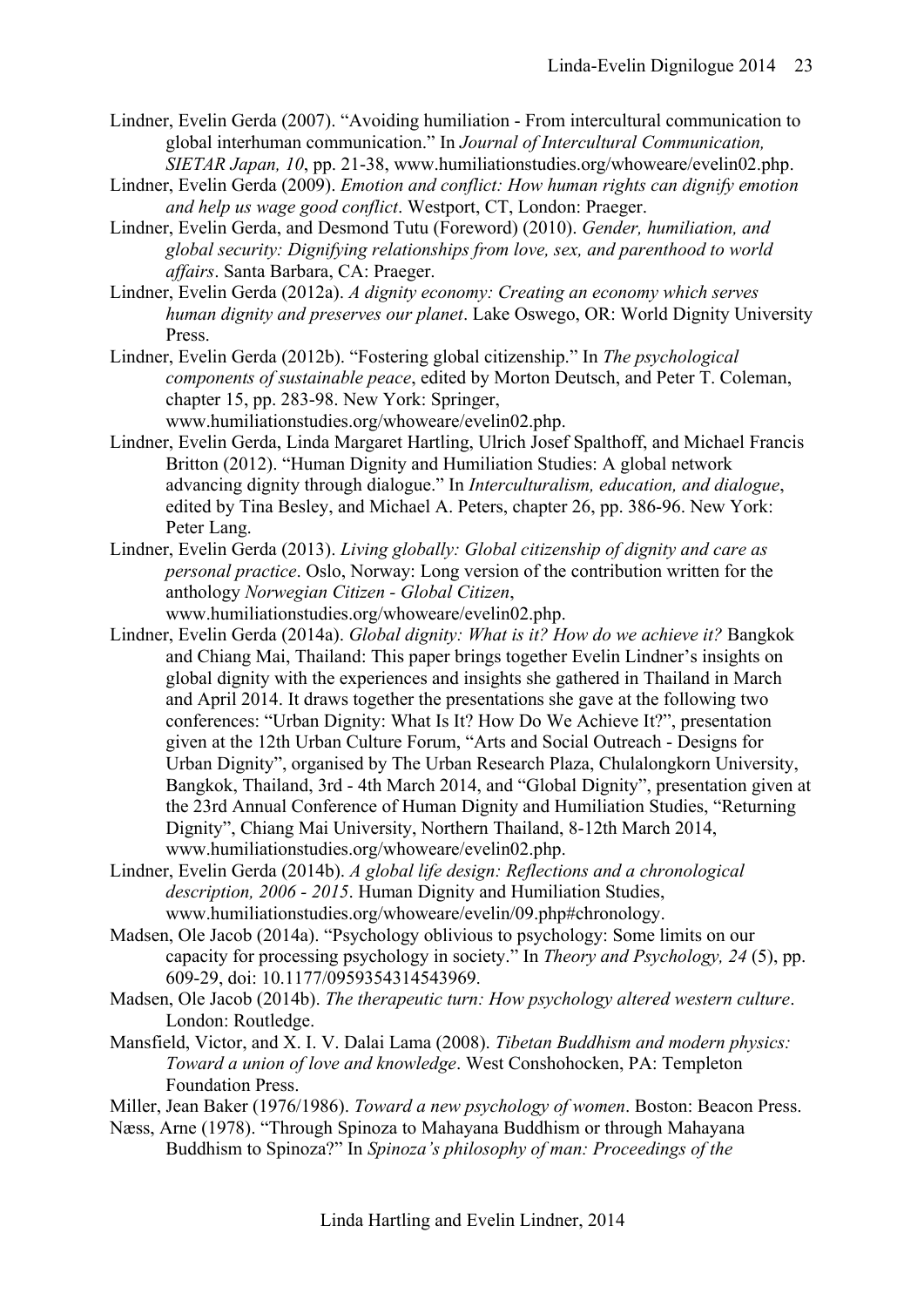Lindner, Evelin Gerda (2007). "Avoiding humiliation - From intercultural communication to global interhuman communication." In *Journal of Intercultural Communication, SIETAR Japan, 10*, pp. 21-38, www.humiliationstudies.org/whoweare/evelin02.php.

Lindner, Evelin Gerda (2009). *Emotion and conflict: How human rights can dignify emotion and help us wage good conflict*. Westport, CT, London: Praeger.

Lindner, Evelin Gerda, and Desmond Tutu (Foreword) (2010). *Gender, humiliation, and global security: Dignifying relationships from love, sex, and parenthood to world affairs*. Santa Barbara, CA: Praeger.

Lindner, Evelin Gerda (2012a). *A dignity economy: Creating an economy which serves human dignity and preserves our planet*. Lake Oswego, OR: World Dignity University Press.

Lindner, Evelin Gerda (2012b). "Fostering global citizenship." In *The psychological components of sustainable peace*, edited by Morton Deutsch, and Peter T. Coleman, chapter 15, pp. 283-98. New York: Springer, www.humiliationstudies.org/whoweare/evelin02.php.

Lindner, Evelin Gerda, Linda Margaret Hartling, Ulrich Josef Spalthoff, and Michael Francis Britton (2012). "Human Dignity and Humiliation Studies: A global network advancing dignity through dialogue." In *Interculturalism, education, and dialogue*, edited by Tina Besley, and Michael A. Peters, chapter 26, pp. 386-96. New York: Peter Lang.

Lindner, Evelin Gerda (2013). *Living globally: Global citizenship of dignity and care as personal practice*. Oslo, Norway: Long version of the contribution written for the anthology *Norwegian Citizen - Global Citizen*, www.humiliationstudies.org/whoweare/evelin02.php.

Lindner, Evelin Gerda (2014a). *Global dignity: What is it? How do we achieve it?* Bangkok and Chiang Mai, Thailand: This paper brings together Evelin Lindner's insights on global dignity with the experiences and insights she gathered in Thailand in March and April 2014. It draws together the presentations she gave at the following two conferences: "Urban Dignity: What Is It? How Do We Achieve It?", presentation given at the 12th Urban Culture Forum, "Arts and Social Outreach - Designs for Urban Dignity", organised by The Urban Research Plaza, Chulalongkorn University, Bangkok, Thailand, 3rd - 4th March 2014, and "Global Dignity", presentation given at the 23rd Annual Conference of Human Dignity and Humiliation Studies, "Returning Dignity", Chiang Mai University, Northern Thailand, 8-12th March 2014, www.humiliationstudies.org/whoweare/evelin02.php.

Lindner, Evelin Gerda (2014b). *A global life design: Reflections and a chronological description, 2006 - 2015*. Human Dignity and Humiliation Studies, www.humiliationstudies.org/whoweare/evelin/09.php#chronology.

Madsen, Ole Jacob (2014a). "Psychology oblivious to psychology: Some limits on our capacity for processing psychology in society." In *Theory and Psychology, 24* (5), pp. 609-29, doi: 10.1177/0959354314543969.

Madsen, Ole Jacob (2014b). *The therapeutic turn: How psychology altered western culture*. London: Routledge.

Mansfield, Victor, and X. I. V. Dalai Lama (2008). *Tibetan Buddhism and modern physics: Toward a union of love and knowledge*. West Conshohocken, PA: Templeton Foundation Press.

Miller, Jean Baker (1976/1986). *Toward a new psychology of women*. Boston: Beacon Press.

Næss, Arne (1978). "Through Spinoza to Mahayana Buddhism or through Mahayana Buddhism to Spinoza?" In *Spinoza's philosophy of man: Proceedings of the*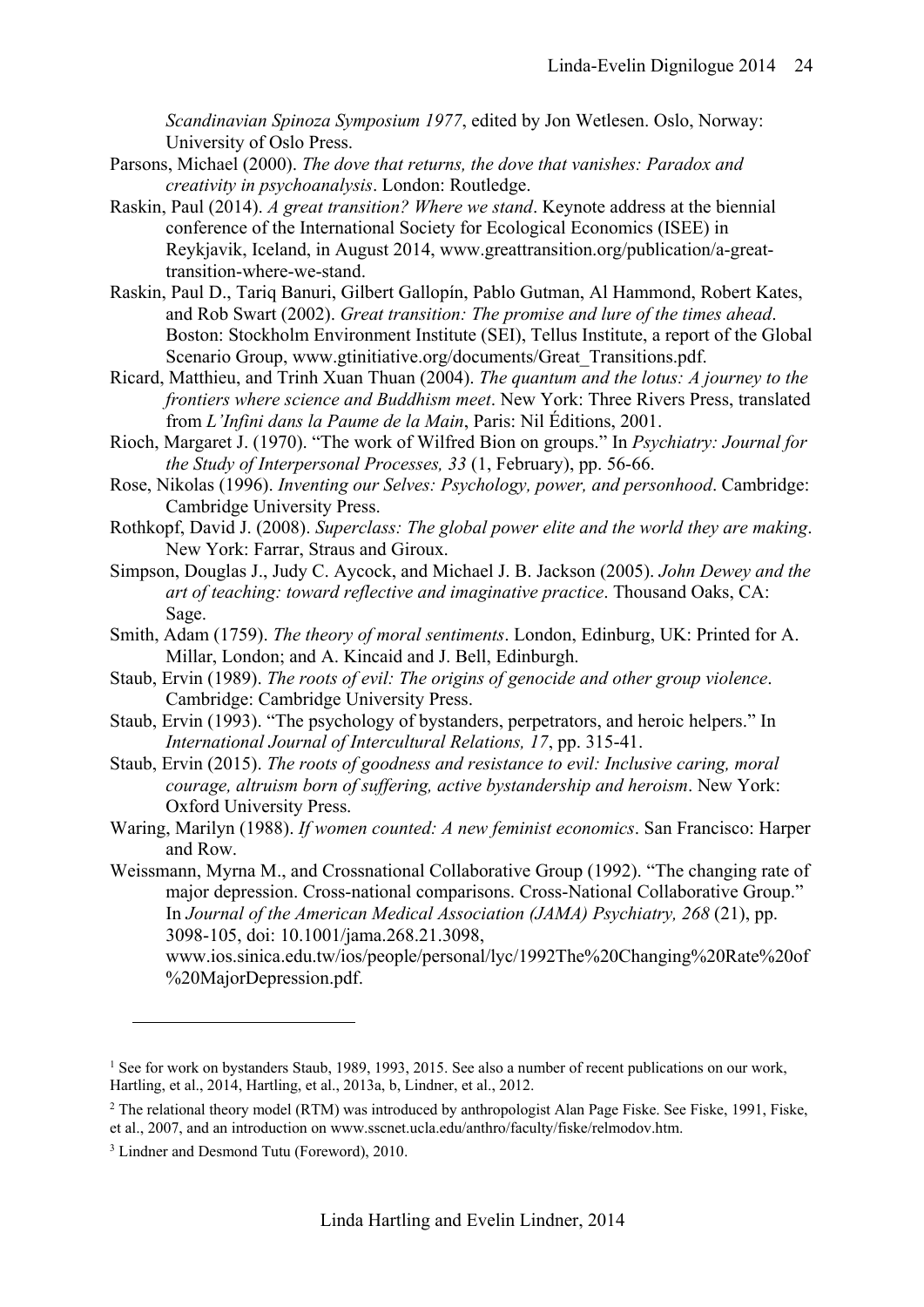*Scandinavian Spinoza Symposium 1977*, edited by Jon Wetlesen. Oslo, Norway: University of Oslo Press.

Parsons, Michael (2000). *The dove that returns, the dove that vanishes: Paradox and creativity in psychoanalysis*. London: Routledge.

Raskin, Paul (2014). *A great transition? Where we stand*. Keynote address at the biennial conference of the International Society for Ecological Economics (ISEE) in Reykjavik, Iceland, in August 2014, www.greattransition.org/publication/a-great-transition-where-we-stand.

Raskin, Paul D., Tariq Banuri, Gilbert Gallopín, Pablo Gutman, Al Hammond, Robert Kates, and Rob Swart (2002). *Great transition: The promise and lure of the times ahead*. Boston: Stockholm Environment Institute (SEI), Tellus Institute, a report of the Global Scenario Group, www.gtinitiative.org/documents/Great_Transitions.pdf.

Ricard, Matthieu, and Trinh Xuan Thuan (2004). *The quantum and the lotus: A journey to the frontiers where science and Buddhism meet*. New York: Three Rivers Press, translated from *L'Infini dans la Paume de la Main*, Paris: Nil Éditions, 2001.

Rioch, Margaret J. (1970). "The work of Wilfred Bion on groups." In *Psychiatry: Journal for the Study of Interpersonal Processes, 33* (1, February), pp. 56-66.

Rose, Nikolas (1996). *Inventing our Selves: Psychology, power, and personhood*. Cambridge: Cambridge University Press.

Rothkopf, David J. (2008). *Superclass: The global power elite and the world they are making*. New York: Farrar, Straus and Giroux.

Simpson, Douglas J., Judy C. Aycock, and Michael J. B. Jackson (2005). *John Dewey and the art of teaching: toward reflective and imaginative practice*. Thousand Oaks, CA: Sage.

Smith, Adam (1759). *The theory of moral sentiments*. London, Edinburg, UK: Printed for A. Millar, London; and A. Kincaid and J. Bell, Edinburgh.

Staub, Ervin (1989). *The roots of evil: The origins of genocide and other group violence*. Cambridge: Cambridge University Press.

Staub, Ervin (1993). "The psychology of bystanders, perpetrators, and heroic helpers." In *International Journal of Intercultural Relations, 17*, pp. 315-41.

Staub, Ervin (2015). *The roots of goodness and resistance to evil: Inclusive caring, moral courage, altruism born of suffering, active bystandership and heroism*. New York: Oxford University Press.

Waring, Marilyn (1988). *If women counted: A new feminist economics*. San Francisco: Harper and Row.

Weissmann, Myrna M., and Crossnational Collaborative Group (1992). "The changing rate of major depression. Cross-national comparisons. Cross-National Collaborative Group." In *Journal of the American Medical Association (JAMA) Psychiatry, 268* (21), pp. 3098-105, doi: 10.1001/jama.268.21.3098, www.ios.sinica.edu.tw/ios/people/personal/lyc/1992The%20Changing%20Rate%20of%20MajorDepression.pdf.

---

[1] See for work on bystanders Staub, 1989, 1993, 2015. See also a number of recent publications on our work, Hartling, et al., 2014, Hartling, et al., 2013a, b, Lindner, et al., 2012.

[2] The relational theory model (RTM) was introduced by anthropologist Alan Page Fiske. See Fiske, 1991, Fiske, et al., 2007, and an introduction on www.sscnet.ucla.edu/anthro/faculty/fiske/relmodov.htm.

[3] Lindner and Desmond Tutu (Foreword), 2010.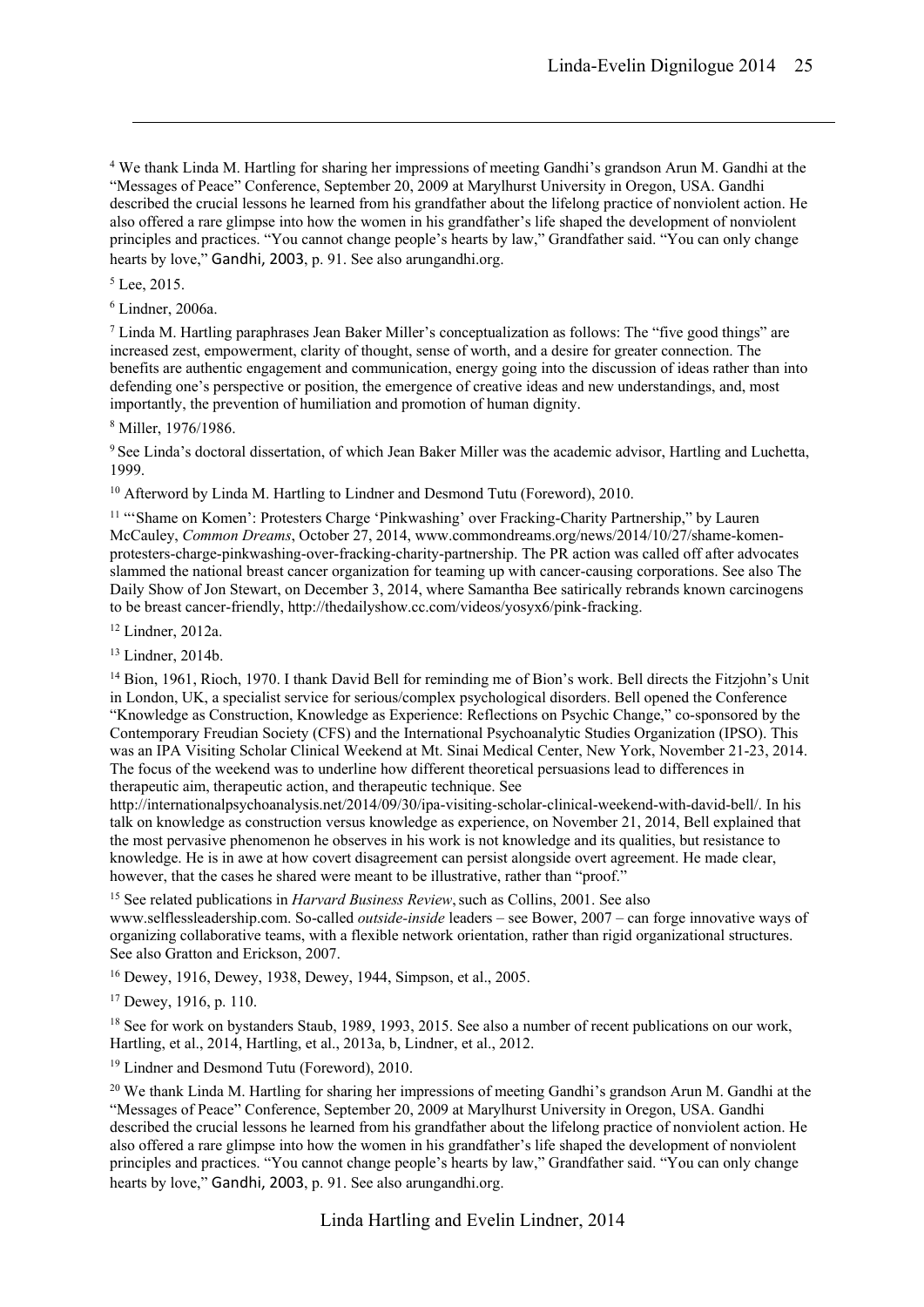[4] We thank Linda M. Hartling for sharing her impressions of meeting Gandhi's grandson Arun M. Gandhi at the "Messages of Peace" Conference, September 20, 2009 at Marylhurst University in Oregon, USA. Gandhi described the crucial lessons he learned from his grandfather about the lifelong practice of nonviolent action. He also offered a rare glimpse into how the women in his grandfather's life shaped the development of nonviolent principles and practices. "You cannot change people's hearts by law," Grandfather said. "You can only change hearts by love," Gandhi, 2003, p. 91. See also arungandhi.org.

[5] Lee, 2015.

[6] Lindner, 2006a.

[7] Linda M. Hartling paraphrases Jean Baker Miller's conceptualization as follows: The "five good things" are increased zest, empowerment, clarity of thought, sense of worth, and a desire for greater connection. The benefits are authentic engagement and communication, energy going into the discussion of ideas rather than into defending one's perspective or position, the emergence of creative ideas and new understandings, and, most importantly, the prevention of humiliation and promotion of human dignity.

[8] Miller, 1976/1986.

[9] See Linda's doctoral dissertation, of which Jean Baker Miller was the academic advisor, Hartling and Luchetta, 1999.

[10] Afterword by Linda M. Hartling to Lindner and Desmond Tutu (Foreword), 2010.

[11] "'Shame on Komen': Protesters Charge 'Pinkwashing' over Fracking-Charity Partnership," by Lauren McCauley, *Common Dreams*, October 27, 2014, www.commondreams.org/news/2014/10/27/shame-komen-protesters-charge-pinkwashing-over-fracking-charity-partnership. The PR action was called off after advocates slammed the national breast cancer organization for teaming up with cancer-causing corporations. See also The Daily Show of Jon Stewart, on December 3, 2014, where Samantha Bee satirically rebrands known carcinogens to be breast cancer-friendly, http://thedailyshow.cc.com/videos/yosyx6/pink-fracking.

[12] Lindner, 2012a.

[13] Lindner, 2014b.

[14] Bion, 1961, Rioch, 1970. I thank David Bell for reminding me of Bion's work. Bell directs the Fitzjohn's Unit in London, UK, a specialist service for serious/complex psychological disorders. Bell opened the Conference "Knowledge as Construction, Knowledge as Experience: Reflections on Psychic Change," co-sponsored by the Contemporary Freudian Society (CFS) and the International Psychoanalytic Studies Organization (IPSO). This was an IPA Visiting Scholar Clinical Weekend at Mt. Sinai Medical Center, New York, November 21-23, 2014. The focus of the weekend was to underline how different theoretical persuasions lead to differences in therapeutic aim, therapeutic action, and therapeutic technique. See http://internationalpsychoanalysis.net/2014/09/30/ipa-visiting-scholar-clinical-weekend-with-david-bell/. In his talk on knowledge as construction versus knowledge as experience, on November 21, 2014, Bell explained that the most pervasive phenomenon he observes in his work is not knowledge and its qualities, but resistance to knowledge. He is in awe at how covert disagreement can persist alongside overt agreement. He made clear, however, that the cases he shared were meant to be illustrative, rather than "proof."

[15] See related publications in *Harvard Business Review*, such as Collins, 2001. See also www.selflessleadership.com. So-called *outside-inside* leaders – see Bower, 2007 – can forge innovative ways of organizing collaborative teams, with a flexible network orientation, rather than rigid organizational structures. See also Gratton and Erickson, 2007.

[16] Dewey, 1916, Dewey, 1938, Dewey, 1944, Simpson, et al., 2005.

[17] Dewey, 1916, p. 110.

[18] See for work on bystanders Staub, 1989, 1993, 2015. See also a number of recent publications on our work, Hartling, et al., 2014, Hartling, et al., 2013a, b, Lindner, et al., 2012.

[19] Lindner and Desmond Tutu (Foreword), 2010.

[20] We thank Linda M. Hartling for sharing her impressions of meeting Gandhi's grandson Arun M. Gandhi at the "Messages of Peace" Conference, September 20, 2009 at Marylhurst University in Oregon, USA. Gandhi described the crucial lessons he learned from his grandfather about the lifelong practice of nonviolent action. He also offered a rare glimpse into how the women in his grandfather's life shaped the development of nonviolent principles and practices. "You cannot change people's hearts by law," Grandfather said. "You can only change hearts by love," Gandhi, 2003, p. 91. See also arungandhi.org.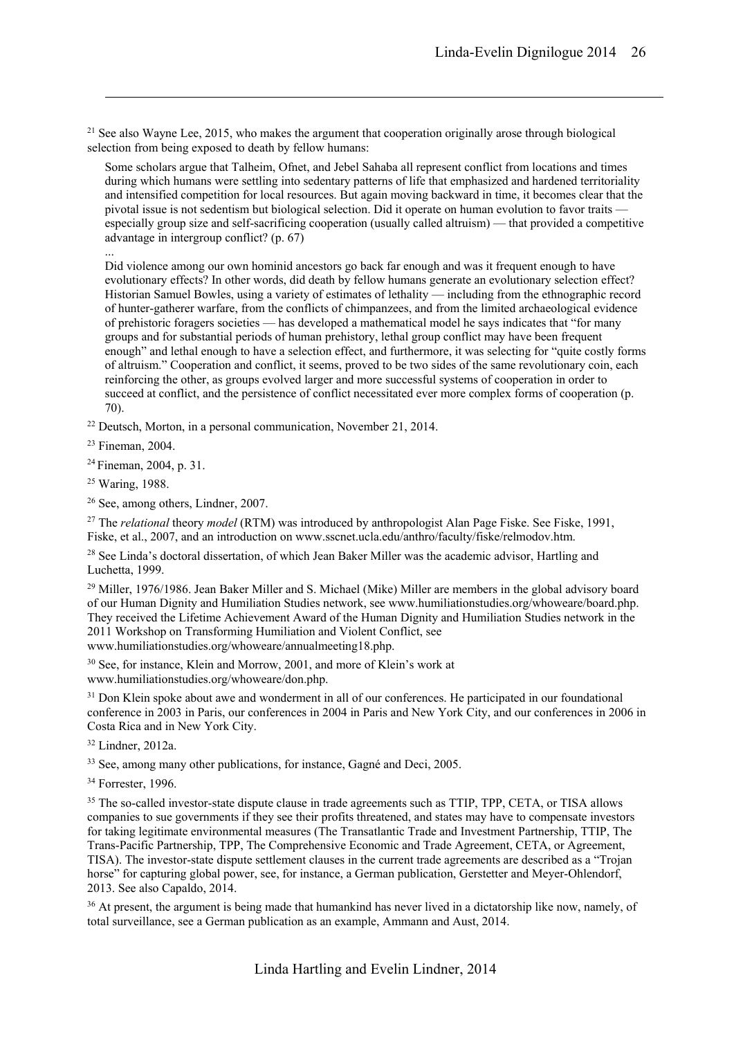[21] See also Wayne Lee, 2015, who makes the argument that cooperation originally arose through biological selection from being exposed to death by fellow humans:

> Some scholars argue that Talheim, Ofnet, and Jebel Sahaba all represent conflict from locations and times during which humans were settling into sedentary patterns of life that emphasized and hardened territoriality and intensified competition for local resources. But again moving backward in time, it becomes clear that the pivotal issue is not sedentism but biological selection. Did it operate on human evolution to favor traits — especially group size and self-sacrificing cooperation (usually called altruism) — that provided a competitive advantage in intergroup conflict? (p. 67)
>
> ...
>
> Did violence among our own hominid ancestors go back far enough and was it frequent enough to have evolutionary effects? In other words, did death by fellow humans generate an evolutionary selection effect? Historian Samuel Bowles, using a variety of estimates of lethality — including from the ethnographic record of hunter-gatherer warfare, from the conflicts of chimpanzees, and from the limited archaeological evidence of prehistoric foragers societies — has developed a mathematical model he says indicates that "for many groups and for substantial periods of human prehistory, lethal group conflict may have been frequent enough" and lethal enough to have a selection effect, and furthermore, it was selecting for "quite costly forms of altruism." Cooperation and conflict, it seems, proved to be two sides of the same revolutionary coin, each reinforcing the other, as groups evolved larger and more successful systems of cooperation in order to succeed at conflict, and the persistence of conflict necessitated ever more complex forms of cooperation (p. 70).

[22] Deutsch, Morton, in a personal communication, November 21, 2014.

[23] Fineman, 2004.

[24] Fineman, 2004, p. 31.

[25] Waring, 1988.

[26] See, among others, Lindner, 2007.

[27] The *relational* theory *model* (RTM) was introduced by anthropologist Alan Page Fiske. See Fiske, 1991, Fiske, et al., 2007, and an introduction on www.sscnet.ucla.edu/anthro/faculty/fiske/relmodov.htm.

[28] See Linda's doctoral dissertation, of which Jean Baker Miller was the academic advisor, Hartling and Luchetta, 1999.

[29] Miller, 1976/1986. Jean Baker Miller and S. Michael (Mike) Miller are members in the global advisory board of our Human Dignity and Humiliation Studies network, see www.humiliationstudies.org/whoweare/board.php. They received the Lifetime Achievement Award of the Human Dignity and Humiliation Studies network in the 2011 Workshop on Transforming Humiliation and Violent Conflict, see www.humiliationstudies.org/whoweare/annualmeeting18.php.

[30] See, for instance, Klein and Morrow, 2001, and more of Klein's work at www.humiliationstudies.org/whoweare/don.php.

[31] Don Klein spoke about awe and wonderment in all of our conferences. He participated in our foundational conference in 2003 in Paris, our conferences in 2004 in Paris and New York City, and our conferences in 2006 in Costa Rica and in New York City.

[32] Lindner, 2012a.

[33] See, among many other publications, for instance, Gagné and Deci, 2005.

[34] Forrester, 1996.

[35] The so-called investor-state dispute clause in trade agreements such as TTIP, TPP, CETA, or TISA allows companies to sue governments if they see their profits threatened, and states may have to compensate investors for taking legitimate environmental measures (The Transatlantic Trade and Investment Partnership, TTIP, The Trans-Pacific Partnership, TPP, The Comprehensive Economic and Trade Agreement, CETA, or Agreement, TISA). The investor-state dispute settlement clauses in the current trade agreements are described as a "Trojan horse" for capturing global power, see, for instance, a German publication, Gerstetter and Meyer-Ohlendorf, 2013. See also Capaldo, 2014.

[36] At present, the argument is being made that humankind has never lived in a dictatorship like now, namely, of total surveillance, see a German publication as an example, Ammann and Aust, 2014.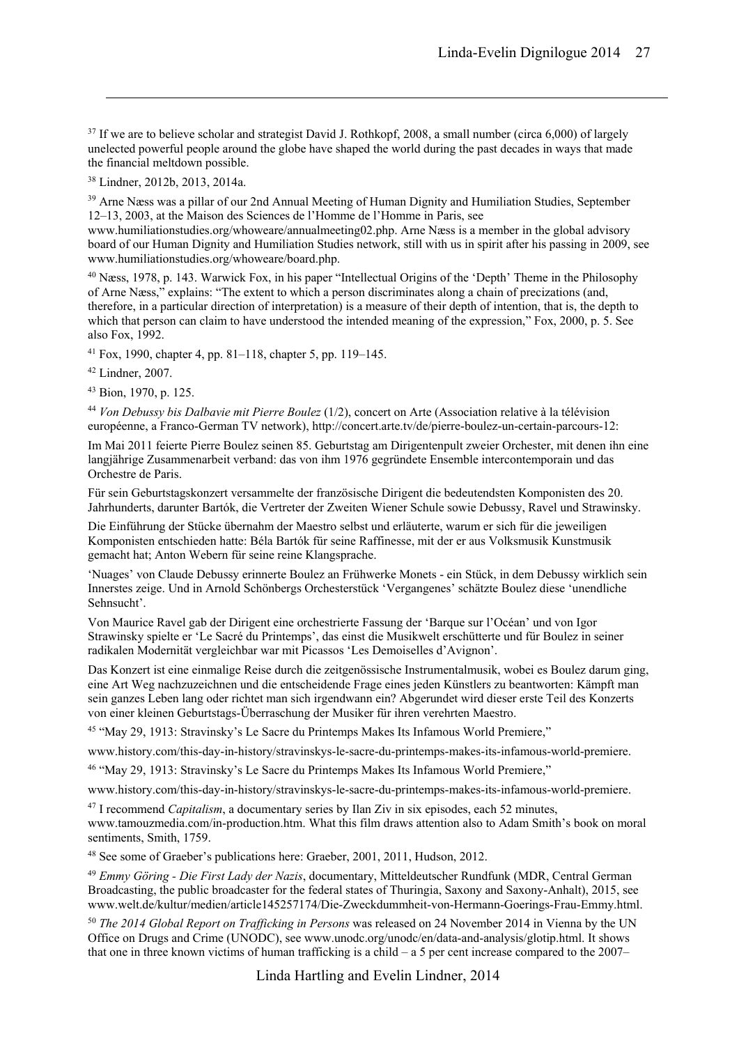[37] If we are to believe scholar and strategist David J. Rothkopf, 2008, a small number (circa 6,000) of largely unelected powerful people around the globe have shaped the world during the past decades in ways that made the financial meltdown possible.

[38] Lindner, 2012b, 2013, 2014a.

[39] Arne Næss was a pillar of our 2nd Annual Meeting of Human Dignity and Humiliation Studies, September 12–13, 2003, at the Maison des Sciences de l'Homme de l'Homme in Paris, see www.humiliationstudies.org/whoweare/annualmeeting02.php. Arne Næss is a member in the global advisory board of our Human Dignity and Humiliation Studies network, still with us in spirit after his passing in 2009, see www.humiliationstudies.org/whoweare/board.php.

[40] Næss, 1978, p. 143. Warwick Fox, in his paper "Intellectual Origins of the 'Depth' Theme in the Philosophy of Arne Næss," explains: "The extent to which a person discriminates along a chain of precizations (and, therefore, in a particular direction of interpretation) is a measure of their depth of intention, that is, the depth to which that person can claim to have understood the intended meaning of the expression," Fox, 2000, p. 5. See also Fox, 1992.

[41] Fox, 1990, chapter 4, pp. 81–118, chapter 5, pp. 119–145.

[42] Lindner, 2007.

[43] Bion, 1970, p. 125.

[44] *Von Debussy bis Dalbavie mit Pierre Boulez* (1/2), concert on Arte (Association relative à la télévision européenne, a Franco-German TV network), http://concert.arte.tv/de/pierre-boulez-un-certain-parcours-12:

Im Mai 2011 feierte Pierre Boulez seinen 85. Geburtstag am Dirigentenpult zweier Orchester, mit denen ihn eine langjährige Zusammenarbeit verband: das von ihm 1976 gegründete Ensemble intercontemporain und das Orchestre de Paris.

Für sein Geburtstagskonzert versammelte der französische Dirigent die bedeutendsten Komponisten des 20. Jahrhunderts, darunter Bartók, die Vertreter der Zweiten Wiener Schule sowie Debussy, Ravel und Strawinsky.

Die Einführung der Stücke übernahm der Maestro selbst und erläuterte, warum er sich für die jeweiligen Komponisten entschieden hatte: Béla Bartók für seine Raffinesse, mit der er aus Volksmusik Kunstmusik gemacht hat; Anton Webern für seine reine Klangsprache.

'Nuages' von Claude Debussy erinnerte Boulez an Frühwerke Monets - ein Stück, in dem Debussy wirklich sein Innerstes zeige. Und in Arnold Schönbergs Orchesterstück 'Vergangenes' schätzte Boulez diese 'unendliche Sehnsucht'.

Von Maurice Ravel gab der Dirigent eine orchestrierte Fassung der 'Barque sur l'Océan' und von Igor Strawinsky spielte er 'Le Sacré du Printemps', das einst die Musikwelt erschütterte und für Boulez in seiner radikalen Modernität vergleichbar war mit Picassos 'Les Demoiselles d'Avignon'.

Das Konzert ist eine einmalige Reise durch die zeitgenössische Instrumentalmusik, wobei es Boulez darum ging, eine Art Weg nachzuzeichnen und die entscheidende Frage eines jeden Künstlers zu beantworten: Kämpft man sein ganzes Leben lang oder richtet man sich irgendwann ein? Abgerundet wird dieser erste Teil des Konzerts von einer kleinen Geburtstags-Überraschung der Musiker für ihren verehrten Maestro.

[45] "May 29, 1913: Stravinsky's Le Sacre du Printemps Makes Its Infamous World Premiere,"

www.history.com/this-day-in-history/stravinskys-le-sacre-du-printemps-makes-its-infamous-world-premiere.

[46] "May 29, 1913: Stravinsky's Le Sacre du Printemps Makes Its Infamous World Premiere,"

www.history.com/this-day-in-history/stravinskys-le-sacre-du-printemps-makes-its-infamous-world-premiere.

[47] I recommend *Capitalism*, a documentary series by Ilan Ziv in six episodes, each 52 minutes, www.tamouzmedia.com/in-production.htm. What this film draws attention also to Adam Smith's book on moral sentiments, Smith, 1759.

[48] See some of Graeber's publications here: Graeber, 2001, 2011, Hudson, 2012.

[49] *Emmy Göring - Die First Lady der Nazis*, documentary, Mitteldeutscher Rundfunk (MDR, Central German Broadcasting, the public broadcaster for the federal states of Thuringia, Saxony and Saxony-Anhalt), 2015, see www.welt.de/kultur/medien/article145257174/Die-Zweckdummheit-von-Hermann-Goerings-Frau-Emmy.html.

[50] *The 2014 Global Report on Trafficking in Persons* was released on 24 November 2014 in Vienna by the UN Office on Drugs and Crime (UNODC), see www.unodc.org/unodc/en/data-and-analysis/glotip.html. It shows that one in three known victims of human trafficking is a child – a 5 per cent increase compared to the 2007–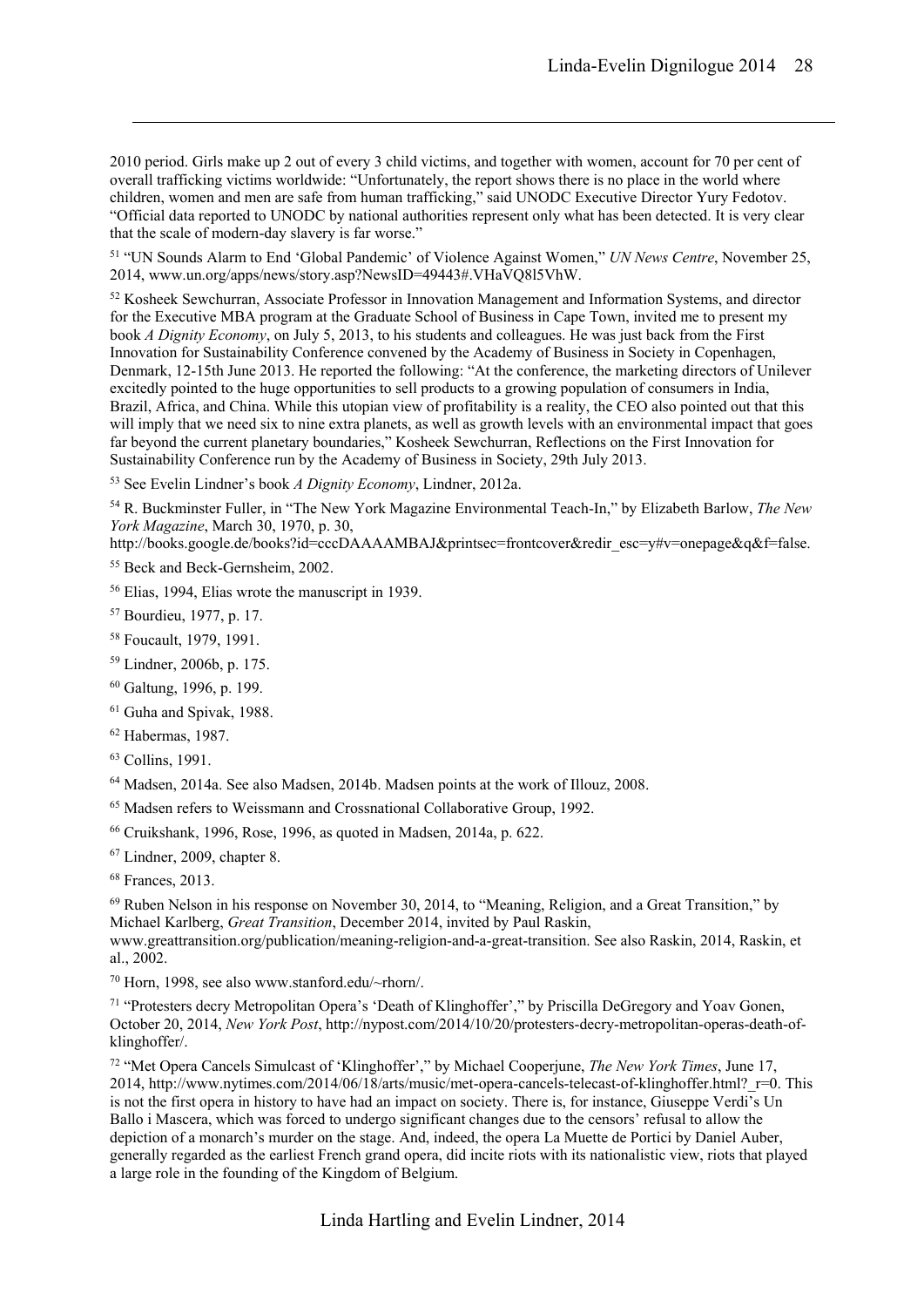2010 period. Girls make up 2 out of every 3 child victims, and together with women, account for 70 per cent of overall trafficking victims worldwide: "Unfortunately, the report shows there is no place in the world where children, women and men are safe from human trafficking," said UNODC Executive Director Yury Fedotov. "Official data reported to UNODC by national authorities represent only what has been detected. It is very clear that the scale of modern-day slavery is far worse."

[51] "UN Sounds Alarm to End 'Global Pandemic' of Violence Against Women," *UN News Centre*, November 25, 2014, www.un.org/apps/news/story.asp?NewsID=49443#.VHaVQ8l5VhW.

[52] Kosheek Sewchurran, Associate Professor in Innovation Management and Information Systems, and director for the Executive MBA program at the Graduate School of Business in Cape Town, invited me to present my book *A Dignity Economy*, on July 5, 2013, to his students and colleagues. He was just back from the First Innovation for Sustainability Conference convened by the Academy of Business in Society in Copenhagen, Denmark, 12-15th June 2013. He reported the following: "At the conference, the marketing directors of Unilever excitedly pointed to the huge opportunities to sell products to a growing population of consumers in India, Brazil, Africa, and China. While this utopian view of profitability is a reality, the CEO also pointed out that this will imply that we need six to nine extra planets, as well as growth levels with an environmental impact that goes far beyond the current planetary boundaries," Kosheek Sewchurran, Reflections on the First Innovation for Sustainability Conference run by the Academy of Business in Society, 29th July 2013.

[53] See Evelin Lindner's book *A Dignity Economy*, Lindner, 2012a.

[54] R. Buckminster Fuller, in "The New York Magazine Environmental Teach-In," by Elizabeth Barlow, *The New York Magazine*, March 30, 1970, p. 30, http://books.google.de/books?id=cccDAAAAMBAJ&printsec=frontcover&redir_esc=y#v=onepage&q&f=false.

[55] Beck and Beck-Gernsheim, 2002.

[56] Elias, 1994, Elias wrote the manuscript in 1939.

[57] Bourdieu, 1977, p. 17.

[58] Foucault, 1979, 1991.

[59] Lindner, 2006b, p. 175.

[60] Galtung, 1996, p. 199.

[61] Guha and Spivak, 1988.

[62] Habermas, 1987.

[63] Collins, 1991.

[64] Madsen, 2014a. See also Madsen, 2014b. Madsen points at the work of Illouz, 2008.

[65] Madsen refers to Weissmann and Crossnational Collaborative Group, 1992.

[66] Cruikshank, 1996, Rose, 1996, as quoted in Madsen, 2014a, p. 622.

[67] Lindner, 2009, chapter 8.

[68] Frances, 2013.

[69] Ruben Nelson in his response on November 30, 2014, to "Meaning, Religion, and a Great Transition," by Michael Karlberg, *Great Transition*, December 2014, invited by Paul Raskin, www.greattransition.org/publication/meaning-religion-and-a-great-transition. See also Raskin, 2014, Raskin, et al., 2002.

[70] Horn, 1998, see also www.stanford.edu/~rhorn/.

[71] "Protesters decry Metropolitan Opera's 'Death of Klinghoffer'," by Priscilla DeGregory and Yoav Gonen, October 20, 2014, *New York Post*, http://nypost.com/2014/10/20/protesters-decry-metropolitan-operas-death-of-klinghoffer/.

[72] "Met Opera Cancels Simulcast of 'Klinghoffer'," by Michael Cooperjune, *The New York Times*, June 17, 2014, http://www.nytimes.com/2014/06/18/arts/music/met-opera-cancels-telecast-of-klinghoffer.html?_r=0. This is not the first opera in history to have had an impact on society. There is, for instance, Giuseppe Verdi's Un Ballo i Mascera, which was forced to undergo significant changes due to the censors' refusal to allow the depiction of a monarch's murder on the stage. And, indeed, the opera La Muette de Portici by Daniel Auber, generally regarded as the earliest French grand opera, did incite riots with its nationalistic view, riots that played a large role in the founding of the Kingdom of Belgium.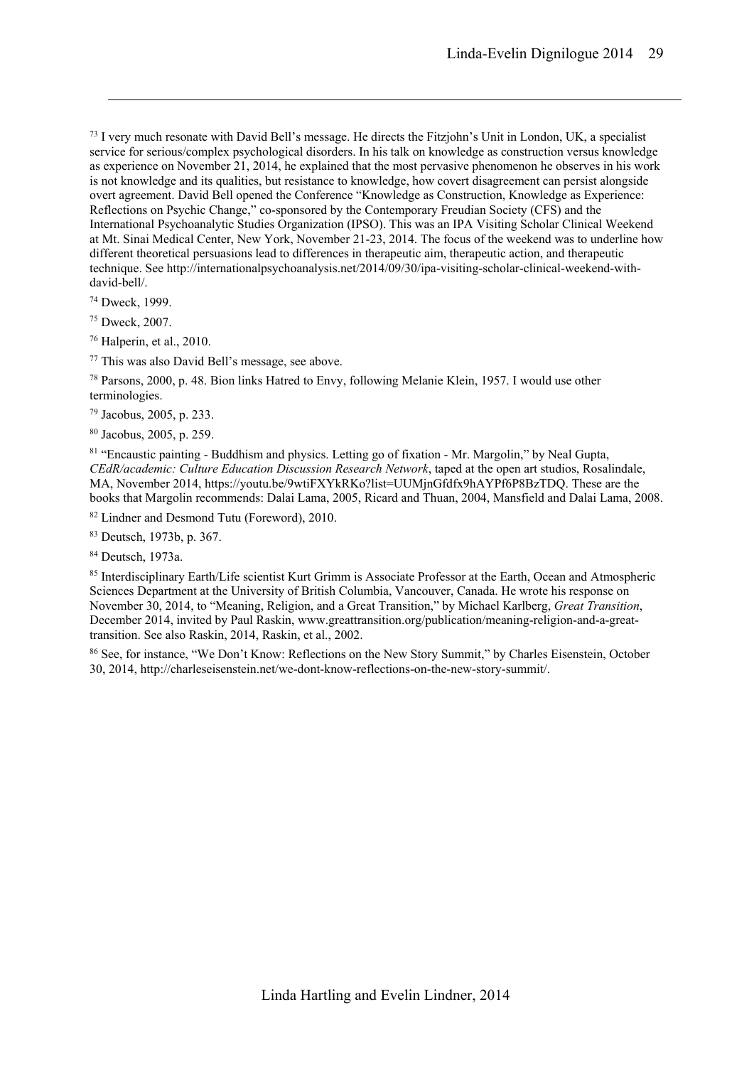[73] I very much resonate with David Bell's message. He directs the Fitzjohn's Unit in London, UK, a specialist service for serious/complex psychological disorders. In his talk on knowledge as construction versus knowledge as experience on November 21, 2014, he explained that the most pervasive phenomenon he observes in his work is not knowledge and its qualities, but resistance to knowledge, how covert disagreement can persist alongside overt agreement. David Bell opened the Conference "Knowledge as Construction, Knowledge as Experience: Reflections on Psychic Change," co-sponsored by the Contemporary Freudian Society (CFS) and the International Psychoanalytic Studies Organization (IPSO). This was an IPA Visiting Scholar Clinical Weekend at Mt. Sinai Medical Center, New York, November 21-23, 2014. The focus of the weekend was to underline how different theoretical persuasions lead to differences in therapeutic aim, therapeutic action, and therapeutic technique. See http://internationalpsychoanalysis.net/2014/09/30/ipa-visiting-scholar-clinical-weekend-with-david-bell/.

[74] Dweck, 1999.

[75] Dweck, 2007.

[76] Halperin, et al., 2010.

[77] This was also David Bell's message, see above.

[78] Parsons, 2000, p. 48. Bion links Hatred to Envy, following Melanie Klein, 1957. I would use other terminologies.

[79] Jacobus, 2005, p. 233.

[80] Jacobus, 2005, p. 259.

[81] "Encaustic painting - Buddhism and physics. Letting go of fixation - Mr. Margolin," by Neal Gupta, *CEdR/academic: Culture Education Discussion Research Network*, taped at the open art studios, Rosalindale, MA, November 2014, https://youtu.be/9wtiFXYkRKo?list=UUMjnGfdfx9hAYPf6P8BzTDQ. These are the books that Margolin recommends: Dalai Lama, 2005, Ricard and Thuan, 2004, Mansfield and Dalai Lama, 2008.

[82] Lindner and Desmond Tutu (Foreword), 2010.

[83] Deutsch, 1973b, p. 367.

[84] Deutsch, 1973a.

[85] Interdisciplinary Earth/Life scientist Kurt Grimm is Associate Professor at the Earth, Ocean and Atmospheric Sciences Department at the University of British Columbia, Vancouver, Canada. He wrote his response on November 30, 2014, to "Meaning, Religion, and a Great Transition," by Michael Karlberg, *Great Transition*, December 2014, invited by Paul Raskin, www.greattransition.org/publication/meaning-religion-and-a-great-transition. See also Raskin, 2014, Raskin, et al., 2002.

[86] See, for instance, "We Don't Know: Reflections on the New Story Summit," by Charles Eisenstein, October 30, 2014, http://charleseisenstein.net/we-dont-know-reflections-on-the-new-story-summit/.